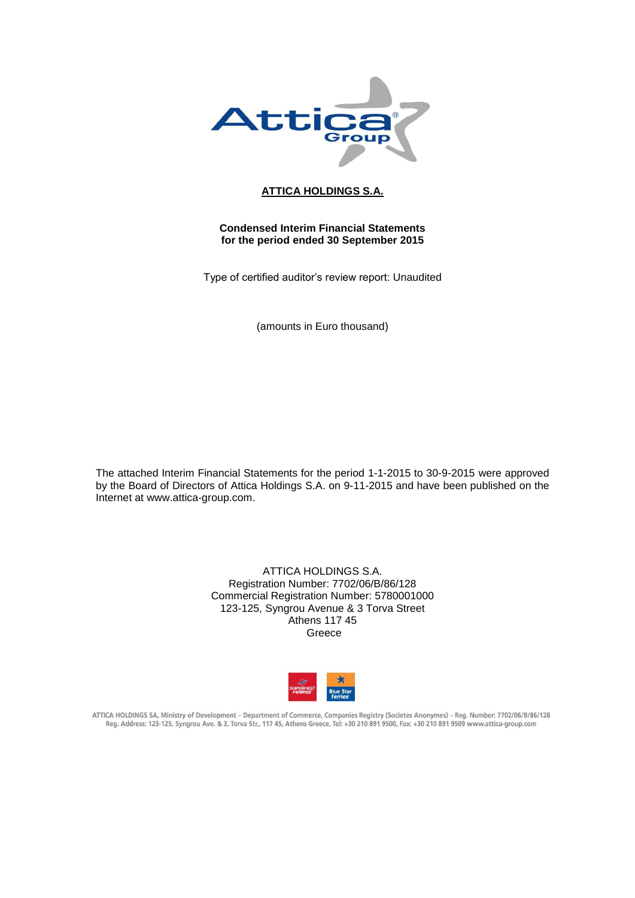**ATTICA HOLDINGS S.A.**

**Condensed Interim Financial Statements for the period ended 30 September 2015**

Type of certified auditor's review report: Unaudited

(amounts in Euro thousand)

The attached Interim Financial Statements for the period 1-1-2015 to 30-9-2015 were approved by the Board of Directors of Attica Holdings S.A. on 9-11-2015 and have been published on the Internet at www.attica-group.com.

ATTICA HOLDINGS S.A.
Registration Number: 7702/06/B/86/128
Commercial Registration Number: 5780001000
123-125, Syngrou Avenue & 3 Torva Street
Athens 117 45
Greece

ATTICA HOLDINGS SA, Ministry of Development – Department of Commerce, Companies Registry (Societes Anonymes) – Reg. Number: 7702/06/B/86/128
Reg. Address: 123-125, Syngrou Ave. & 3, Torva Str., 117 45, Athens Greece, Tel: +30 210 891 9500, Fax: +30 210 891 9509 www.attica-group.com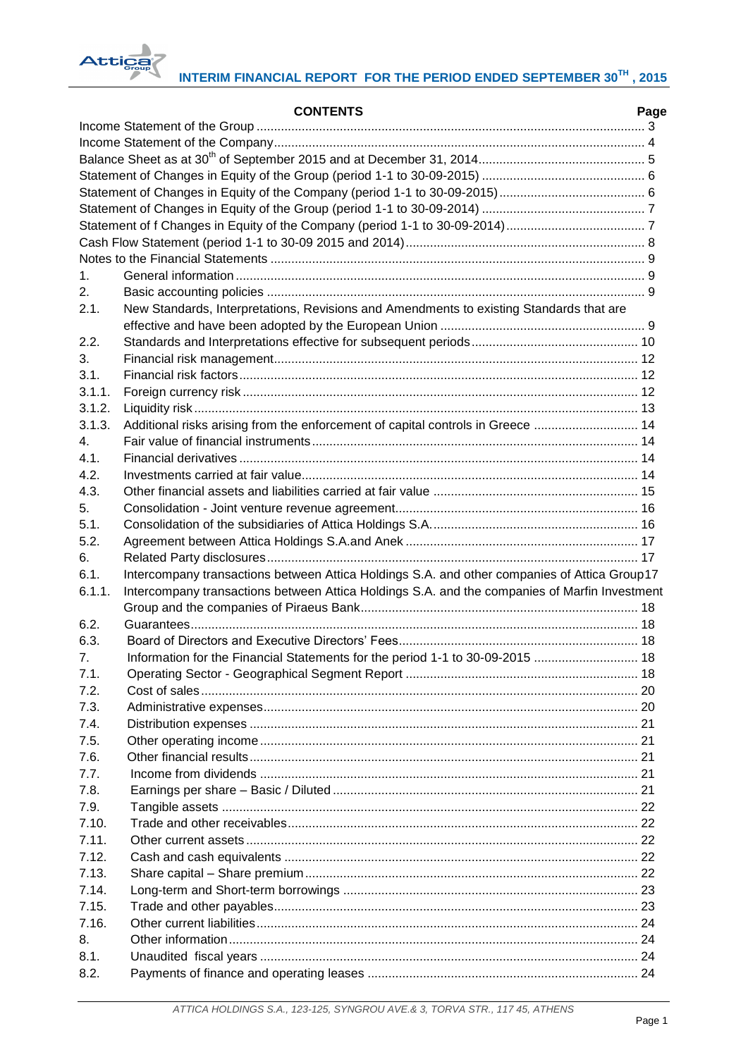## CONTENTS

| | | Page |
|---|---|---|
| | Income Statement of the Group | 3 |
| | Income Statement of the Company | 4 |
| | Balance Sheet as at 30th of September 2015 and at December 31, 2014 | 5 |
| | Statement of Changes in Equity of the Group (period 1-1 to 30-09-2015) | 6 |
| | Statement of Changes in Equity of the Company (period 1-1 to 30-09-2015) | 6 |
| | Statement of Changes in Equity of the Group (period 1-1 to 30-09-2014) | 7 |
| | Statement of f Changes in Equity of the Company (period 1-1 to 30-09-2014) | 7 |
| | Cash Flow Statement (period 1-1 to 30-09 2015 and 2014) | 8 |
| | Notes to the Financial Statements | 9 |
| 1. | General information | 9 |
| 2. | Basic accounting policies | 9 |
| 2.1. | New Standards, Interpretations, Revisions and Amendments to existing Standards that are effective and have been adopted by the European Union | 9 |
| 2.2. | Standards and Interpretations effective for subsequent periods | 10 |
| 3. | Financial risk management | 12 |
| 3.1. | Financial risk factors | 12 |
| 3.1.1. | Foreign currency risk | 12 |
| 3.1.2. | Liquidity risk | 13 |
| 3.1.3. | Additional risks arising from the enforcement of capital controls in Greece | 14 |
| 4. | Fair value of financial instruments | 14 |
| 4.1. | Financial derivatives | 14 |
| 4.2. | Investments carried at fair value | 14 |
| 4.3. | Other financial assets and liabilities carried at fair value | 15 |
| 5. | Consolidation - Joint venture revenue agreement | 16 |
| 5.1. | Consolidation of the subsidiaries of Attica Holdings S.A. | 16 |
| 5.2. | Agreement between Attica Holdings S.A.and Anek | 17 |
| 6. | Related Party disclosures | 17 |
| 6.1. | Intercompany transactions between Attica Holdings S.A. and other companies of Attica Group | 17 |
| 6.1.1. | Intercompany transactions between Attica Holdings S.A. and the companies of Marfin Investment Group and the companies of Piraeus Bank | 18 |
| 6.2. | Guarantees | 18 |
| 6.3. | Board of Directors and Executive Directors' Fees | 18 |
| 7. | Information for the Financial Statements for the period 1-1 to 30-09-2015 | 18 |
| 7.1. | Operating Sector - Geographical Segment Report | 18 |
| 7.2. | Cost of sales | 20 |
| 7.3. | Administrative expenses | 20 |
| 7.4. | Distribution expenses | 21 |
| 7.5. | Other operating income | 21 |
| 7.6. | Other financial results | 21 |
| 7.7. | Income from dividends | 21 |
| 7.8. | Earnings per share – Basic / Diluted | 21 |
| 7.9. | Tangible assets | 22 |
| 7.10. | Trade and other receivables | 22 |
| 7.11. | Other current assets | 22 |
| 7.12. | Cash and cash equivalents | 22 |
| 7.13. | Share capital – Share premium | 22 |
| 7.14. | Long-term and Short-term borrowings | 23 |
| 7.15. | Trade and other payables | 23 |
| 7.16. | Other current liabilities | 24 |
| 8. | Other information | 24 |
| 8.1. | Unaudited fiscal years | 24 |
| 8.2. | Payments of finance and operating leases | 24 |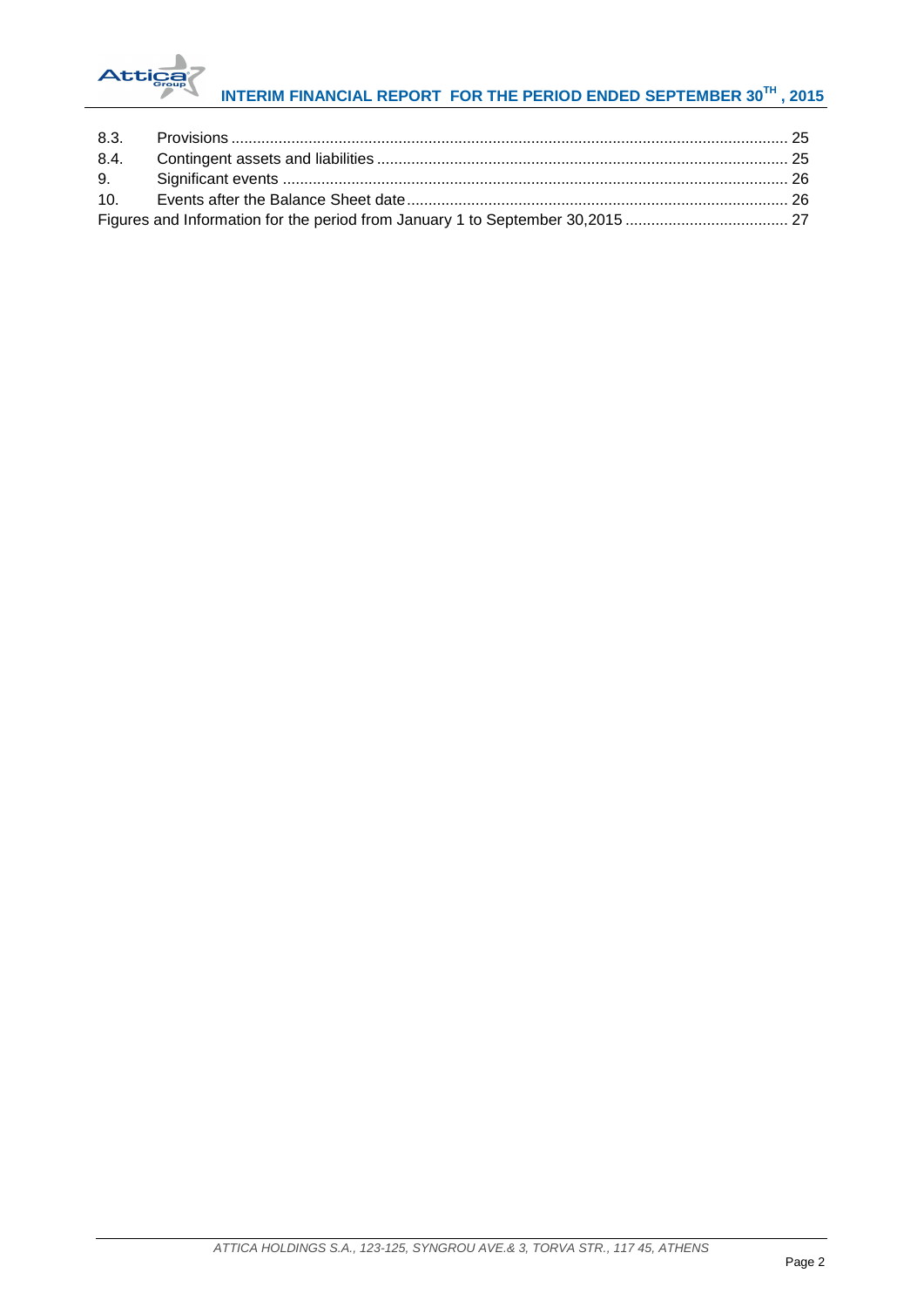| | | |
|---|---|---|
| 8.3. | Provisions | 25 |
| 8.4. | Contingent assets and liabilities | 25 |
| 9. | Significant events | 26 |
| 10. | Events after the Balance Sheet date | 26 |
| | Figures and Information for the period from January 1 to September 30,2015 | 27 |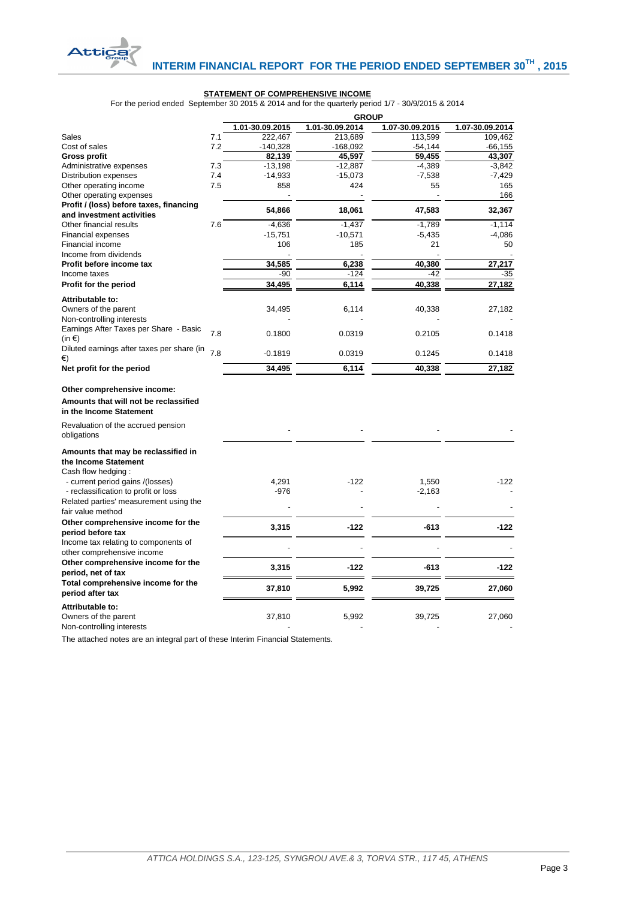## STATEMENT OF COMPREHENSIVE INCOME

For the period ended September 30 2015 & 2014 and for the quarterly period 1/7 - 30/9/2015 & 2014

| | | GROUP | | | |
|---|---|---|---|---|---|
| | | 1.01-30.09.2015 | 1.01-30.09.2014 | 1.07-30.09.2015 | 1.07-30.09.2014 |
| Sales | 7.1 | 222,467 | 213,689 | 113,599 | 109,462 |
| Cost of sales | 7.2 | -140,328 | -168,092 | -54,144 | -66,155 |
| **Gross profit** | | **82,139** | **45,597** | **59,455** | **43,307** |
| Administrative expenses | 7.3 | -13,198 | -12,887 | -4,389 | -3,842 |
| Distribution expenses | 7.4 | -14,933 | -15,073 | -7,538 | -7,429 |
| Other operating income | 7.5 | 858 | 424 | 55 | 165 |
| Other operating expenses | | - | - | - | 166 |
| **Profit / (loss) before taxes, financing and investment activities** | | **54,866** | **18,061** | **47,583** | **32,367** |
| Other financial results | 7.6 | -4,636 | -1,437 | -1,789 | -1,114 |
| Financial expenses | | -15,751 | -10,571 | -5,435 | -4,086 |
| Financial income | | 106 | 185 | 21 | 50 |
| Income from dividends | | - | - | - | - |
| **Profit before income tax** | | **34,585** | **6,238** | **40,380** | **27,217** |
| Income taxes | | -90 | -124 | -42 | -35 |
| **Profit for the period** | | **34,495** | **6,114** | **40,338** | **27,182** |
| **Attributable to:** | | | | | |
| Owners of the parent | | 34,495 | 6,114 | 40,338 | 27,182 |
| Non-controlling interests | | - | - | - | - |
| Earnings After Taxes per Share - Basic (in €) | 7.8 | 0.1800 | 0.0319 | 0.2105 | 0.1418 |
| Diluted earnings after taxes per share (in €) | 7.8 | -0.1819 | 0.0319 | 0.1245 | 0.1418 |
| **Net profit for the period** | | **34,495** | **6,114** | **40,338** | **27,182** |
| **Other comprehensive income:** | | | | | |
| **Amounts that will not be reclassified in the Income Statement** | | | | | |
| Revaluation of the accrued pension obligations | | - | - | - | - |
| **Amounts that may be reclassified in the Income Statement** | | | | | |
| Cash flow hedging : | | | | | |
| - current period gains /(losses) | | 4,291 | -122 | 1,550 | -122 |
| - reclassification to profit or loss | | -976 | - | -2,163 | - |
| Related parties' measurement using the fair value method | | - | - | - | - |
| **Other comprehensive income for the period before tax** | | **3,315** | **-122** | **-613** | **-122** |
| Income tax relating to components of other comprehensive income | | - | - | - | - |
| **Other comprehensive income for the period, net of tax** | | **3,315** | **-122** | **-613** | **-122** |
| **Total comprehensive income for the period after tax** | | **37,810** | **5,992** | **39,725** | **27,060** |
| **Attributable to:** | | | | | |
| Owners of the parent | | 37,810 | 5,992 | 39,725 | 27,060 |
| Non-controlling interests | | - | - | - | - |

The attached notes are an integral part of these Interim Financial Statements.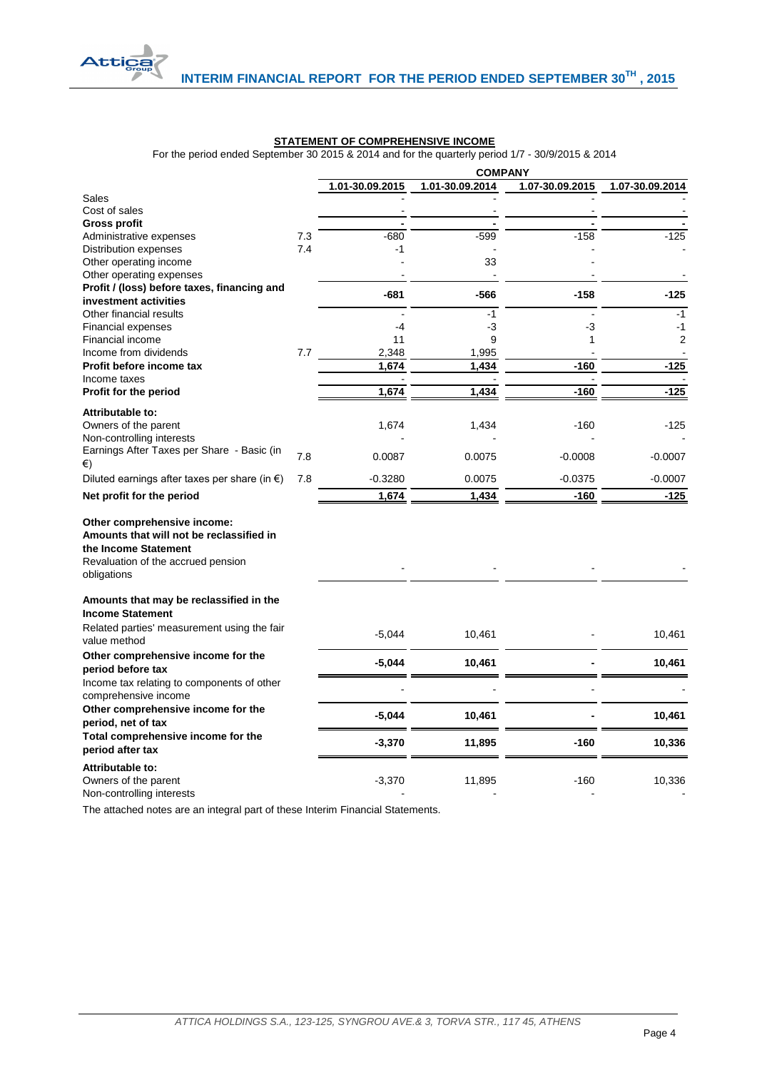## STATEMENT OF COMPREHENSIVE INCOME

For the period ended September 30 2015 & 2014 and for the quarterly period 1/7 - 30/9/2015 & 2014

| | | COMPANY | | | |
|---|---|---|---|---|---|
| | | 1.01-30.09.2015 | 1.01-30.09.2014 | 1.07-30.09.2015 | 1.07-30.09.2014 |
| Sales | | - | - | - | - |
| Cost of sales | | - | - | - | - |
| **Gross profit** | | **-** | **-** | **-** | **-** |
| Administrative expenses | 7.3 | -680 | -599 | -158 | -125 |
| Distribution expenses | 7.4 | -1 | - | - | - |
| Other operating income | | - | 33 | - | |
| Other operating expenses | | - | - | - | - |
| **Profit / (loss) before taxes, financing and investment activities** | | **-681** | **-566** | **-158** | **-125** |
| Other financial results | | - | -1 | - | -1 |
| Financial expenses | | -4 | -3 | -3 | -1 |
| Financial income | | 11 | 9 | 1 | 2 |
| Income from dividends | 7.7 | 2,348 | 1,995 | - | - |
| **Profit before income tax** | | **1,674** | **1,434** | **-160** | **-125** |
| Income taxes | | - | - | - | - |
| **Profit for the period** | | **1,674** | **1,434** | **-160** | **-125** |
| **Attributable to:** | | | | | |
| Owners of the parent | | 1,674 | 1,434 | -160 | -125 |
| Non-controlling interests | | - | - | - | - |
| Earnings After Taxes per Share - Basic (in €) | 7.8 | 0.0087 | 0.0075 | -0.0008 | -0.0007 |
| Diluted earnings after taxes per share (in €) | 7.8 | -0.3280 | 0.0075 | -0.0375 | -0.0007 |
| **Net profit for the period** | | **1,674** | **1,434** | **-160** | **-125** |
| **Other comprehensive income:** | | | | | |
| **Amounts that will not be reclassified in the Income Statement** | | | | | |
| Revaluation of the accrued pension obligations | | - | - | - | - |
| **Amounts that may be reclassified in the Income Statement** | | | | | |
| Related parties' measurement using the fair value method | | -5,044 | 10,461 | - | 10,461 |
| **Other comprehensive income for the period before tax** | | **-5,044** | **10,461** | **-** | **10,461** |
| Income tax relating to components of other comprehensive income | | - | - | - | - |
| **Other comprehensive income for the period, net of tax** | | **-5,044** | **10,461** | **-** | **10,461** |
| **Total comprehensive income for the period after tax** | | **-3,370** | **11,895** | **-160** | **10,336** |
| **Attributable to:** | | | | | |
| Owners of the parent | | -3,370 | 11,895 | -160 | 10,336 |
| Non-controlling interests | | - | - | - | - |

The attached notes are an integral part of these Interim Financial Statements.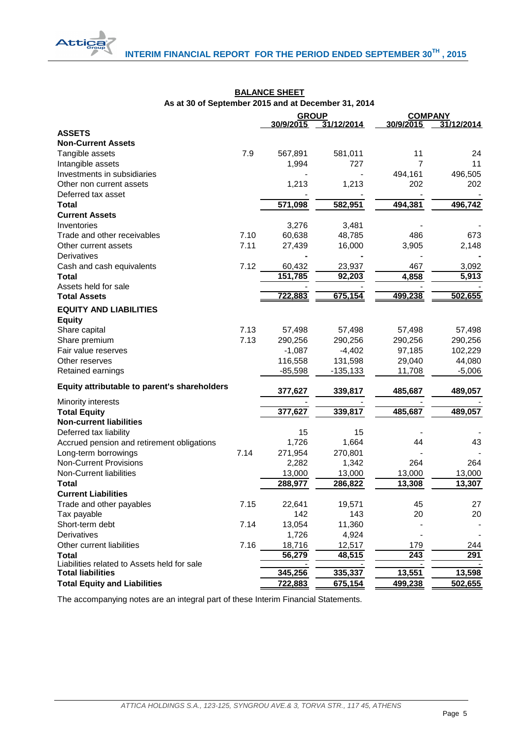## BALANCE SHEET

**As at 30 of September 2015 and at December 31, 2014**

| | | GROUP | | COMPANY | |
|---|---|---|---|---|---|
| | | 30/9/2015 | 31/12/2014 | 30/9/2015 | 31/12/2014 |
| **ASSETS** | | | | | |
| **Non-Current Assets** | | | | | |
| Tangible assets | 7.9 | 567,891 | 581,011 | 11 | 24 |
| Intangible assets | | 1,994 | 727 | 7 | 11 |
| Investments in subsidiaries | | - | - | 494,161 | 496,505 |
| Other non current assets | | 1,213 | 1,213 | 202 | 202 |
| Deferred tax asset | | - | - | - | - |
| **Total** | | **571,098** | **582,951** | **494,381** | **496,742** |
| **Current Assets** | | | | | |
| Inventories | | 3,276 | 3,481 | - | - |
| Trade and other receivables | 7.10 | 60,638 | 48,785 | 486 | 673 |
| Other current assets | 7.11 | 27,439 | 16,000 | 3,905 | 2,148 |
| Derivatives | | - | - | - | - |
| Cash and cash equivalents | 7.12 | 60,432 | 23,937 | 467 | 3,092 |
| **Total** | | **151,785** | **92,203** | **4,858** | **5,913** |
| Assets held for sale | | - | - | - | - |
| **Total Assets** | | **722,883** | **675,154** | **499,238** | **502,655** |
| **EQUITY AND LIABILITIES** | | | | | |
| **Equity** | | | | | |
| Share capital | 7.13 | 57,498 | 57,498 | 57,498 | 57,498 |
| Share premium | 7.13 | 290,256 | 290,256 | 290,256 | 290,256 |
| Fair value reserves | | -1,087 | -4,402 | 97,185 | 102,229 |
| Other reserves | | 116,558 | 131,598 | 29,040 | 44,080 |
| Retained earnings | | -85,598 | -135,133 | 11,708 | -5,006 |
| **Equity attributable to parent's shareholders** | | **377,627** | **339,817** | **485,687** | **489,057** |
| Minority interests | | - | - | - | - |
| **Total Equity** | | **377,627** | **339,817** | **485,687** | **489,057** |
| **Non-current liabilities** | | | | | |
| Deferred tax liability | | 15 | 15 | - | - |
| Accrued pension and retirement obligations | | 1,726 | 1,664 | 44 | 43 |
| Long-term borrowings | 7.14 | 271,954 | 270,801 | - | - |
| Non-Current Provisions | | 2,282 | 1,342 | 264 | 264 |
| Non-Current liabilities | | 13,000 | 13,000 | 13,000 | 13,000 |
| **Total** | | **288,977** | **286,822** | **13,308** | **13,307** |
| **Current Liabilities** | | | | | |
| Trade and other payables | 7.15 | 22,641 | 19,571 | 45 | 27 |
| Tax payable | | 142 | 143 | 20 | 20 |
| Short-term debt | 7.14 | 13,054 | 11,360 | - | - |
| Derivatives | | 1,726 | 4,924 | - | - |
| Other current liabilities | 7.16 | 18,716 | 12,517 | 179 | 244 |
| **Total** | | **56,279** | **48,515** | **243** | **291** |
| Liabilities related to Assets held for sale | | - | - | - | - |
| **Total liabilities** | | **345,256** | **335,337** | **13,551** | **13,598** |
| **Total Equity and Liabilities** | | **722,883** | **675,154** | **499,238** | **502,655** |

The accompanying notes are an integral part of these Interim Financial Statements.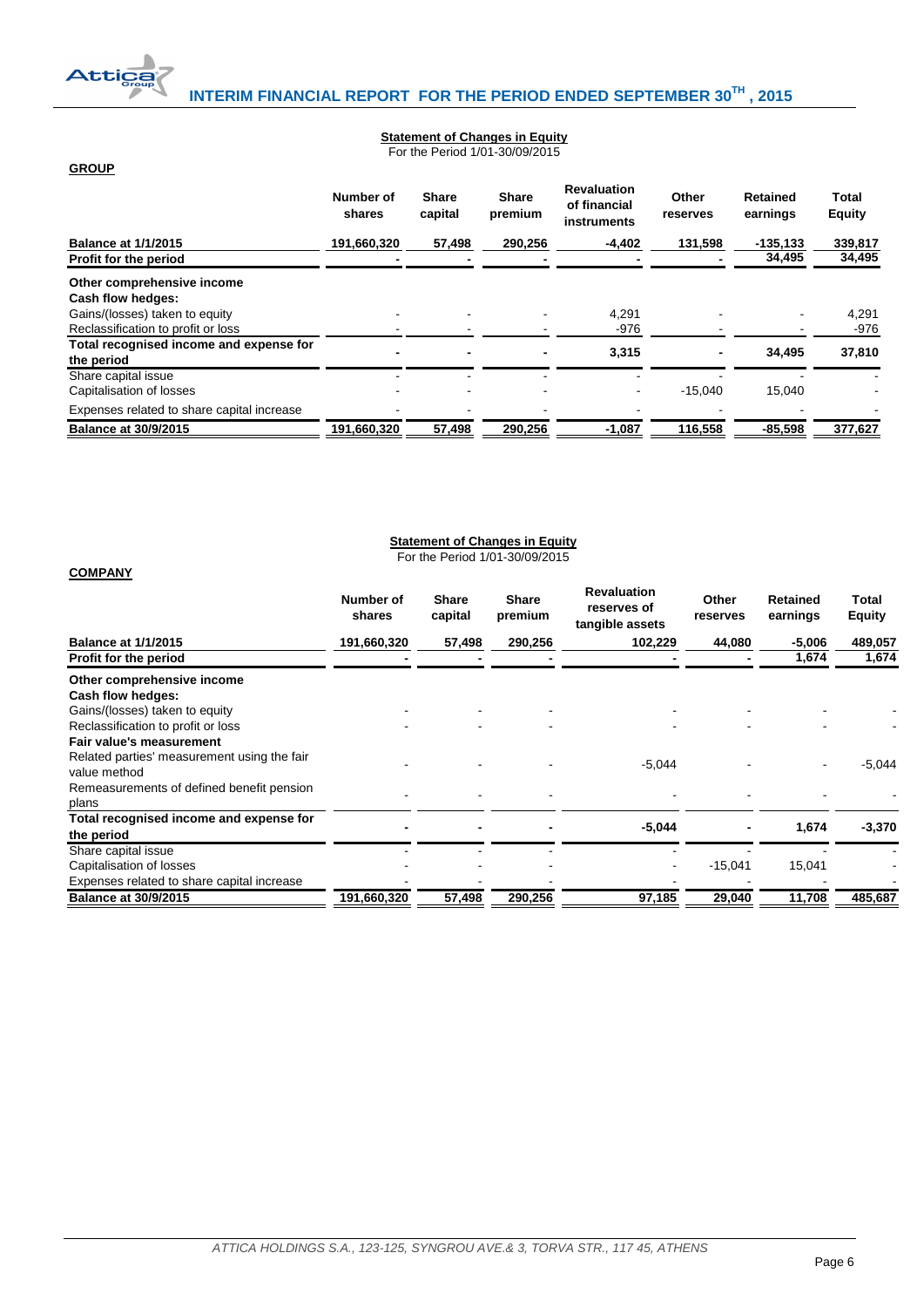## Statement of Changes in Equity

For the Period 1/01-30/09/2015

**GROUP**

| | Number of shares | Share capital | Share premium | Revaluation of financial instruments | Other reserves | Retained earnings | Total Equity |
|---|---|---|---|---|---|---|---|
| **Balance at 1/1/2015** | 191,660,320 | 57,498 | 290,256 | -4,402 | 131,598 | -135,133 | 339,817 |
| **Profit for the period** | - | - | - | - | - | 34,495 | 34,495 |
| **Other comprehensive income** | | | | | | | |
| **Cash flow hedges:** | | | | | | | |
| Gains/(losses) taken to equity | - | - | - | 4,291 | - | - | 4,291 |
| Reclassification to profit or loss | - | - | - | -976 | - | - | -976 |
| **Total recognised income and expense for the period** | - | - | - | 3,315 | - | 34,495 | 37,810 |
| Share capital issue | - | - | - | - | - | - | - |
| Capitalisation of losses | - | - | - | - | -15,040 | 15,040 | - |
| Expenses related to share capital increase | - | - | - | - | - | - | - |
| **Balance at 30/9/2015** | 191,660,320 | 57,498 | 290,256 | -1,087 | 116,558 | -85,598 | 377,627 |

## Statement of Changes in Equity

For the Period 1/01-30/09/2015

**COMPANY**

| | Number of shares | Share capital | Share premium | Revaluation reserves of tangible assets | Other reserves | Retained earnings | Total Equity |
|---|---|---|---|---|---|---|---|
| **Balance at 1/1/2015** | 191,660,320 | 57,498 | 290,256 | 102,229 | 44,080 | -5,006 | 489,057 |
| **Profit for the period** | - | - | - | - | - | 1,674 | 1,674 |
| **Other comprehensive income** | | | | | | | |
| **Cash flow hedges:** | | | | | | | |
| Gains/(losses) taken to equity | - | - | - | - | - | - | - |
| Reclassification to profit or loss | - | - | - | - | - | - | - |
| **Fair value's measurement** | | | | | | | |
| Related parties' measurement using the fair value method | - | - | - | -5,044 | - | - | -5,044 |
| Remeasurements of defined benefit pension plans | - | - | - | - | - | - | - |
| **Total recognised income and expense for the period** | - | - | - | -5,044 | - | 1,674 | -3,370 |
| Share capital issue | - | - | - | - | - | - | - |
| Capitalisation of losses | - | - | - | - | -15,041 | 15,041 | - |
| Expenses related to share capital increase | - | - | - | - | - | - | - |
| **Balance at 30/9/2015** | 191,660,320 | 57,498 | 290,256 | 97,185 | 29,040 | 11,708 | 485,687 |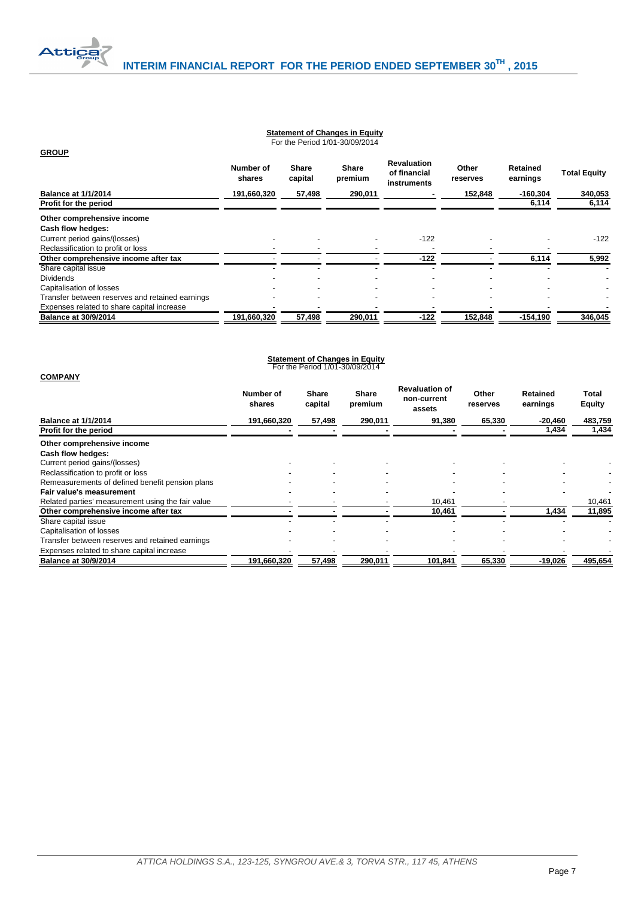**Statement of Changes in Equity**
For the Period 1/01-30/09/2014

**GROUP**

| | Number of shares | Share capital | Share premium | Revaluation of financial instruments | Other reserves | Retained earnings | Total Equity |
|---|---|---|---|---|---|---|---|
| **Balance at 1/1/2014** | **191,660,320** | **57,498** | **290,011** | **-** | **152,848** | **-160,304** | **340,053** |
| **Profit for the period** | | | | | | **6,114** | **6,114** |
| **Other comprehensive income** | | | | | | | |
| **Cash flow hedges:** | | | | | | | |
| Current period gains/(losses) | - | - | - | -122 | - | - | -122 |
| Reclassification to profit or loss | - | - | - | - | - | - | |
| **Other comprehensive income after tax** | - | - | - | **-122** | - | **6,114** | **5,992** |
| Share capital issue | - | - | - | - | - | - | - |
| Dividends | - | - | - | - | - | - | - |
| Capitalisation of losses | - | - | - | - | - | - | - |
| Transfer between reserves and retained earnings | - | - | - | - | - | - | - |
| Expenses related to share capital increase | - | - | - | - | - | - | - |
| **Balance at 30/9/2014** | **191,660,320** | **57,498** | **290,011** | **-122** | **152,848** | **-154,190** | **346,045** |

**Statement of Changes in Equity**
For the Period 1/01-30/09/2014

**COMPANY**

| | Number of shares | Share capital | Share premium | Revaluation of non-current assets | Other reserves | Retained earnings | Total Equity |
|---|---|---|---|---|---|---|---|
| **Balance at 1/1/2014** | **191,660,320** | **57,498** | **290,011** | **91,380** | **65,330** | **-20,460** | **483,759** |
| **Profit for the period** | **-** | **-** | **-** | **-** | **-** | **1,434** | **1,434** |
| **Other comprehensive income** | | | | | | | |
| **Cash flow hedges:** | | | | | | | |
| Current period gains/(losses) | - | - | - | - | - | - | - |
| Reclassification to profit or loss | **-** | **-** | **-** | **-** | **-** | **-** | **-** |
| Remeasurements of defined benefit pension plans | - | - | - | - | - | - | - |
| **Fair value's measurement** | - | - | - | - | - | - | - |
| Related parties' measurement using the fair value | - | - | - | 10,461 | - | | 10,461 |
| **Other comprehensive income after tax** | - | - | - | **10,461** | - | **1,434** | **11,895** |
| Share capital issue | - | - | - | - | - | - | - |
| Capitalisation of losses | - | - | - | - | - | - | - |
| Transfer between reserves and retained earnings | - | - | - | - | - | - | - |
| Expenses related to share capital increase | - | - | - | - | - | - | - |
| **Balance at 30/9/2014** | **191,660,320** | **57,498** | **290,011** | **101,841** | **65,330** | **-19,026** | **495,654** |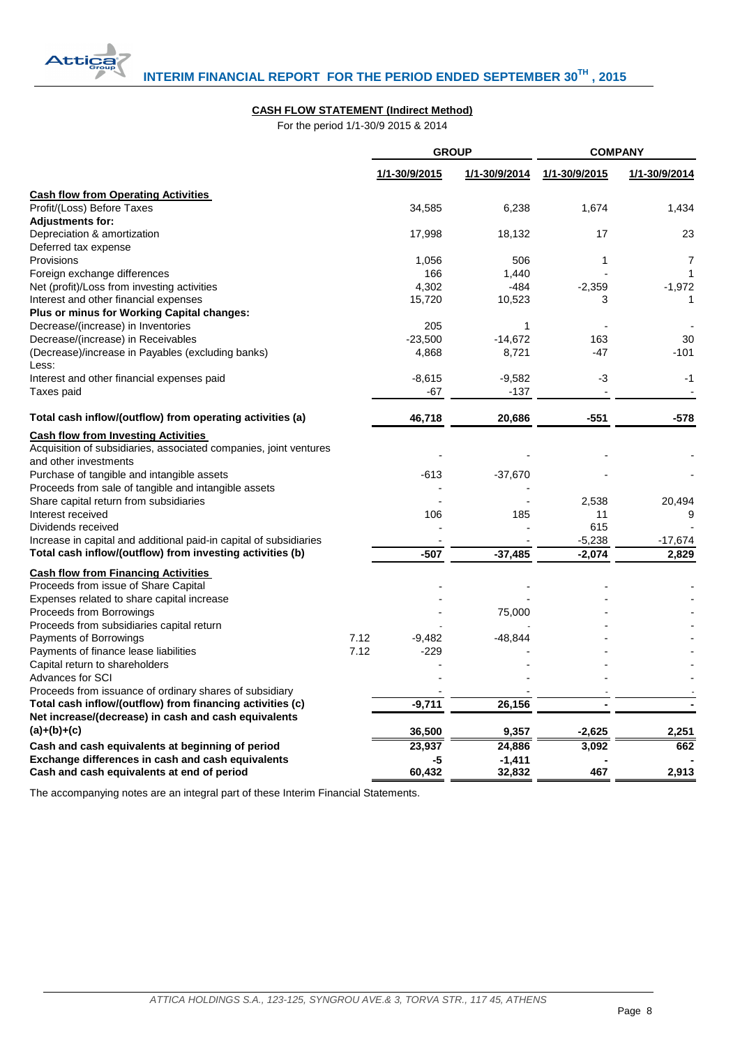**CASH FLOW STATEMENT (Indirect Method)**

For the period 1/1-30/9 2015 & 2014

| | | GROUP | | COMPANY | |
|---|---|---|---|---|---|
| | | 1/1-30/9/2015 | 1/1-30/9/2014 | 1/1-30/9/2015 | 1/1-30/9/2014 |
| **Cash flow from Operating Activities** | | | | | |
| Profit/(Loss) Before Taxes | | 34,585 | 6,238 | 1,674 | 1,434 |
| **Adjustments for:** | | | | | |
| Depreciation & amortization | | 17,998 | 18,132 | 17 | 23 |
| Deferred tax expense | | | | | |
| Provisions | | 1,056 | 506 | 1 | 7 |
| Foreign exchange differences | | 166 | 1,440 | - | 1 |
| Net (profit)/Loss from investing activities | | 4,302 | -484 | -2,359 | -1,972 |
| Interest and other financial expenses | | 15,720 | 10,523 | 3 | 1 |
| **Plus or minus for Working Capital changes:** | | | | | |
| Decrease/(increase) in Inventories | | 205 | 1 | - | - |
| Decrease/(increase) in Receivables | | -23,500 | -14,672 | 163 | 30 |
| (Decrease)/increase in Payables (excluding banks) | | 4,868 | 8,721 | -47 | -101 |
| Less: | | | | | |
| Interest and other financial expenses paid | | -8,615 | -9,582 | -3 | -1 |
| Taxes paid | | -67 | -137 | - | - |
| **Total cash inflow/(outflow) from operating activities (a)** | | **46,718** | **20,686** | **-551** | **-578** |
| **Cash flow from Investing Activities** | | | | | |
| Acquisition of subsidiaries, associated companies, joint ventures and other investments | | - | - | - | - |
| Purchase of tangible and intangible assets | | -613 | -37,670 | - | - |
| Proceeds from sale of tangible and intangible assets | | - | - | | |
| Share capital return from subsidiaries | | - | - | 2,538 | 20,494 |
| Interest received | | 106 | 185 | 11 | 9 |
| Dividends received | | - | - | 615 | - |
| Increase in capital and additional paid-in capital of subsidiaries | | - | - | -5,238 | -17,674 |
| **Total cash inflow/(outflow) from investing activities (b)** | | **-507** | **-37,485** | **-2,074** | **2,829** |
| **Cash flow from Financing Activities** | | | | | |
| Proceeds from issue of Share Capital | | - | - | - | - |
| Expenses related to share capital increase | | - | - | - | - |
| Proceeds from Borrowings | | - | 75,000 | - | - |
| Proceeds from subsidiaries capital return | | - | - | - | - |
| Payments of Borrowings | 7.12 | -9,482 | -48,844 | - | - |
| Payments of finance lease liabilities | 7.12 | -229 | - | - | - |
| Capital return to shareholders | | - | - | - | - |
| Advances for SCI | | - | - | - | - |
| Proceeds from issuance of ordinary shares of subsidiary | | - | - | - | - |
| **Total cash inflow/(outflow) from financing activities (c)** | | **-9,711** | **26,156** | **-** | **-** |
| **Net increase/(decrease) in cash and cash equivalents (a)+(b)+(c)** | | **36,500** | **9,357** | **-2,625** | **2,251** |
| **Cash and cash equivalents at beginning of period** | | **23,937** | **24,886** | **3,092** | **662** |
| **Exchange differences in cash and cash equivalents** | | **-5** | **-1,411** | **-** | **-** |
| **Cash and cash equivalents at end of period** | | **60,432** | **32,832** | **467** | **2,913** |

The accompanying notes are an integral part of these Interim Financial Statements.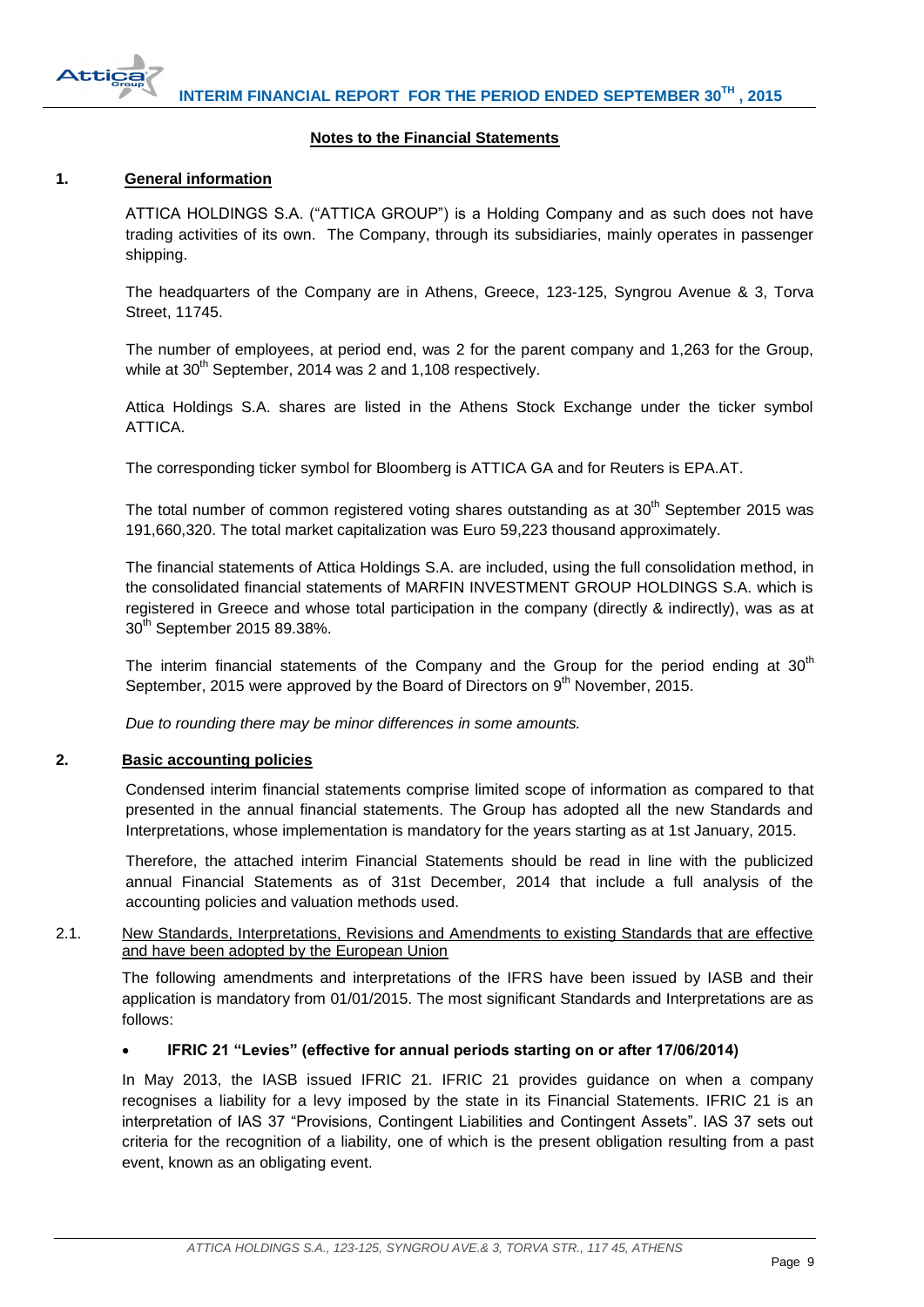## Notes to the Financial Statements

### 1. General information

ATTICA HOLDINGS S.A. ("ATTICA GROUP") is a Holding Company and as such does not have trading activities of its own. The Company, through its subsidiaries, mainly operates in passenger shipping.

The headquarters of the Company are in Athens, Greece, 123-125, Syngrou Avenue & 3, Torva Street, 11745.

The number of employees, at period end, was 2 for the parent company and 1,263 for the Group, while at 30th September, 2014 was 2 and 1,108 respectively.

Attica Holdings S.A. shares are listed in the Athens Stock Exchange under the ticker symbol ATTICA.

The corresponding ticker symbol for Bloomberg is ATTICA GA and for Reuters is EPA.AT.

The total number of common registered voting shares outstanding as at 30th September 2015 was 191,660,320. The total market capitalization was Euro 59,223 thousand approximately.

The financial statements of Attica Holdings S.A. are included, using the full consolidation method, in the consolidated financial statements of MARFIN INVESTMENT GROUP HOLDINGS S.A. which is registered in Greece and whose total participation in the company (directly & indirectly), was as at 30th September 2015 89.38%.

The interim financial statements of the Company and the Group for the period ending at 30th September, 2015 were approved by the Board of Directors on 9th November, 2015.

*Due to rounding there may be minor differences in some amounts.*

### 2. Basic accounting policies

Condensed interim financial statements comprise limited scope of information as compared to that presented in the annual financial statements. The Group has adopted all the new Standards and Interpretations, whose implementation is mandatory for the years starting as at 1st January, 2015.

Therefore, the attached interim Financial Statements should be read in line with the publicized annual Financial Statements as of 31st December, 2014 that include a full analysis of the accounting policies and valuation methods used.

#### 2.1. New Standards, Interpretations, Revisions and Amendments to existing Standards that are effective and have been adopted by the European Union

The following amendments and interpretations of the IFRS have been issued by IASB and their application is mandatory from 01/01/2015. The most significant Standards and Interpretations are as follows:

- **IFRIC 21 "Levies" (effective for annual periods starting on or after 17/06/2014)**

In May 2013, the IASB issued IFRIC 21. IFRIC 21 provides guidance on when a company recognises a liability for a levy imposed by the state in its Financial Statements. IFRIC 21 is an interpretation of IAS 37 "Provisions, Contingent Liabilities and Contingent Assets". IAS 37 sets out criteria for the recognition of a liability, one of which is the present obligation resulting from a past event, known as an obligating event.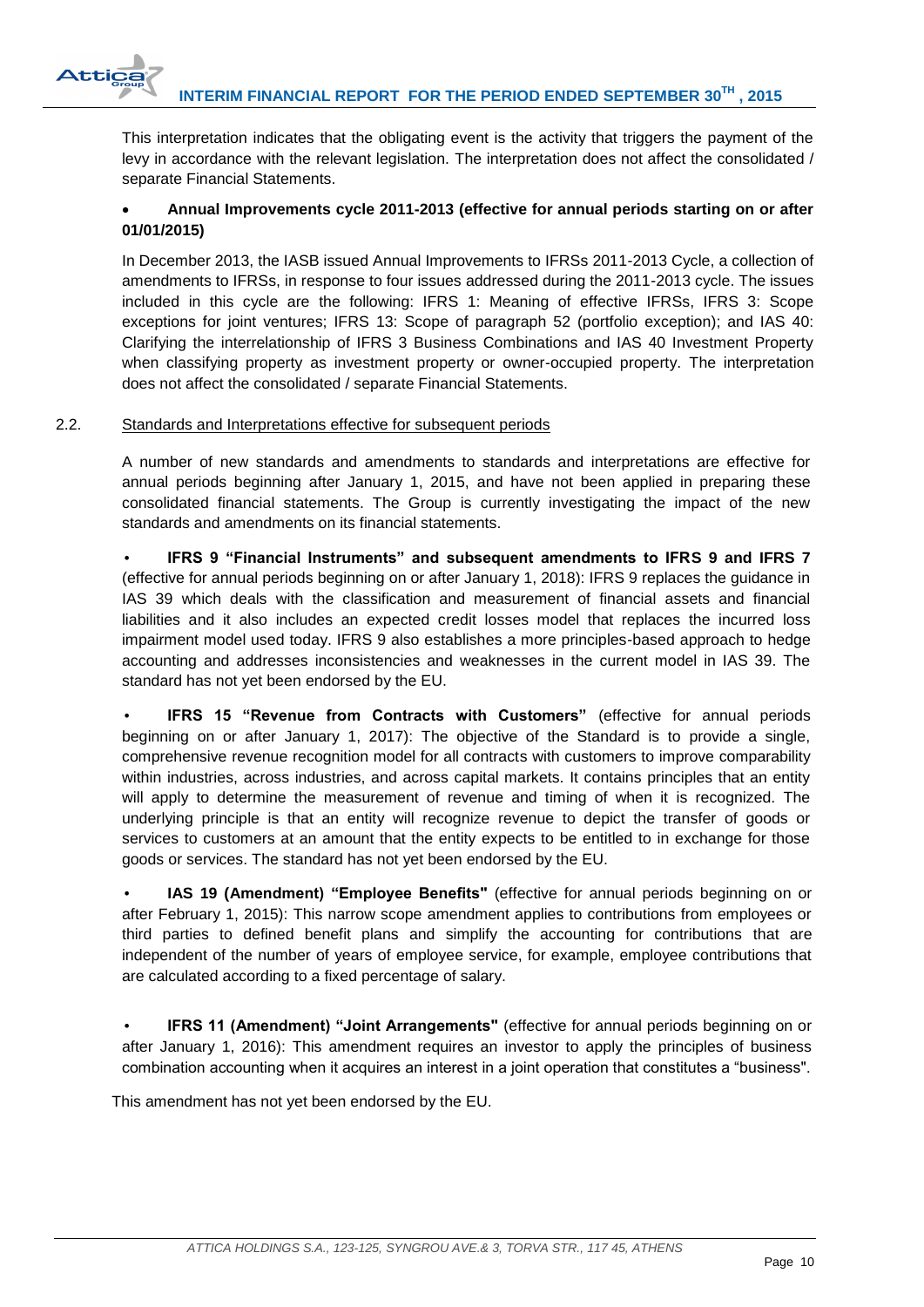This interpretation indicates that the obligating event is the activity that triggers the payment of the levy in accordance with the relevant legislation. The interpretation does not affect the consolidated / separate Financial Statements.

- **Annual Improvements cycle 2011-2013 (effective for annual periods starting on or after 01/01/2015)**

In December 2013, the IASB issued Annual Improvements to IFRSs 2011-2013 Cycle, a collection of amendments to IFRSs, in response to four issues addressed during the 2011-2013 cycle. The issues included in this cycle are the following: IFRS 1: Meaning of effective IFRSs, IFRS 3: Scope exceptions for joint ventures; IFRS 13: Scope of paragraph 52 (portfolio exception); and IAS 40: Clarifying the interrelationship of IFRS 3 Business Combinations and IAS 40 Investment Property when classifying property as investment property or owner-occupied property. The interpretation does not affect the consolidated / separate Financial Statements.

2.2. Standards and Interpretations effective for subsequent periods

A number of new standards and amendments to standards and interpretations are effective for annual periods beginning after January 1, 2015, and have not been applied in preparing these consolidated financial statements. The Group is currently investigating the impact of the new standards and amendments on its financial statements.

- **IFRS 9 "Financial Instruments" and subsequent amendments to IFRS 9 and IFRS 7** (effective for annual periods beginning on or after January 1, 2018): IFRS 9 replaces the guidance in IAS 39 which deals with the classification and measurement of financial assets and financial liabilities and it also includes an expected credit losses model that replaces the incurred loss impairment model used today. IFRS 9 also establishes a more principles-based approach to hedge accounting and addresses inconsistencies and weaknesses in the current model in IAS 39. The standard has not yet been endorsed by the EU.

- **IFRS 15 "Revenue from Contracts with Customers"** (effective for annual periods beginning on or after January 1, 2017): The objective of the Standard is to provide a single, comprehensive revenue recognition model for all contracts with customers to improve comparability within industries, across industries, and across capital markets. It contains principles that an entity will apply to determine the measurement of revenue and timing of when it is recognized. The underlying principle is that an entity will recognize revenue to depict the transfer of goods or services to customers at an amount that the entity expects to be entitled to in exchange for those goods or services. The standard has not yet been endorsed by the EU.

- **IAS 19 (Amendment) "Employee Benefits"** (effective for annual periods beginning on or after February 1, 2015): This narrow scope amendment applies to contributions from employees or third parties to defined benefit plans and simplify the accounting for contributions that are independent of the number of years of employee service, for example, employee contributions that are calculated according to a fixed percentage of salary.

- **IFRS 11 (Amendment) "Joint Arrangements"** (effective for annual periods beginning on or after January 1, 2016): This amendment requires an investor to apply the principles of business combination accounting when it acquires an interest in a joint operation that constitutes a "business".

This amendment has not yet been endorsed by the EU.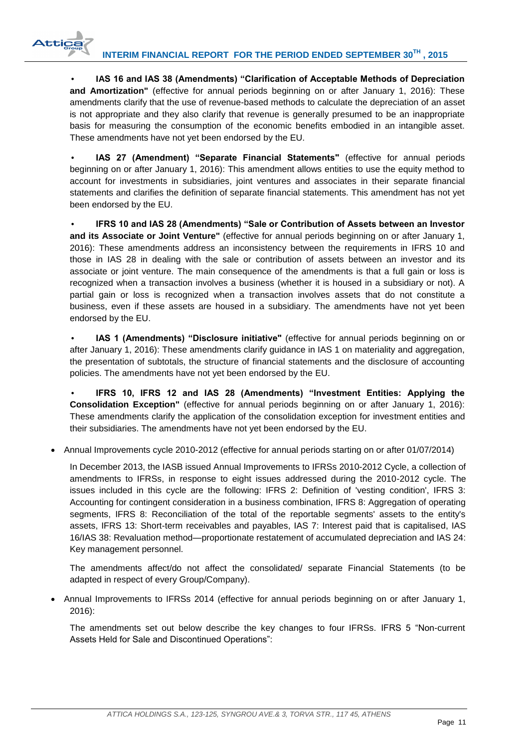- **IAS 16 and IAS 38 (Amendments) "Clarification of Acceptable Methods of Depreciation and Amortization"** (effective for annual periods beginning on or after January 1, 2016): These amendments clarify that the use of revenue-based methods to calculate the depreciation of an asset is not appropriate and they also clarify that revenue is generally presumed to be an inappropriate basis for measuring the consumption of the economic benefits embodied in an intangible asset. These amendments have not yet been endorsed by the EU.

- **IAS 27 (Amendment) "Separate Financial Statements"** (effective for annual periods beginning on or after January 1, 2016): This amendment allows entities to use the equity method to account for investments in subsidiaries, joint ventures and associates in their separate financial statements and clarifies the definition of separate financial statements. This amendment has not yet been endorsed by the EU.

- **IFRS 10 and IAS 28 (Amendments) "Sale or Contribution of Assets between an Investor and its Associate or Joint Venture"** (effective for annual periods beginning on or after January 1, 2016): These amendments address an inconsistency between the requirements in IFRS 10 and those in IAS 28 in dealing with the sale or contribution of assets between an investor and its associate or joint venture. The main consequence of the amendments is that a full gain or loss is recognized when a transaction involves a business (whether it is housed in a subsidiary or not). A partial gain or loss is recognized when a transaction involves assets that do not constitute a business, even if these assets are housed in a subsidiary. The amendments have not yet been endorsed by the EU.

- **IAS 1 (Amendments) "Disclosure initiative"** (effective for annual periods beginning on or after January 1, 2016): These amendments clarify guidance in IAS 1 on materiality and aggregation, the presentation of subtotals, the structure of financial statements and the disclosure of accounting policies. The amendments have not yet been endorsed by the EU.

- **IFRS 10, IFRS 12 and IAS 28 (Amendments) "Investment Entities: Applying the Consolidation Exception"** (effective for annual periods beginning on or after January 1, 2016): These amendments clarify the application of the consolidation exception for investment entities and their subsidiaries. The amendments have not yet been endorsed by the EU.

- Annual Improvements cycle 2010-2012 (effective for annual periods starting on or after 01/07/2014)

  In December 2013, the IASB issued Annual Improvements to IFRSs 2010-2012 Cycle, a collection of amendments to IFRSs, in response to eight issues addressed during the 2010-2012 cycle. The issues included in this cycle are the following: IFRS 2: Definition of 'vesting condition', IFRS 3: Accounting for contingent consideration in a business combination, IFRS 8: Aggregation of operating segments, IFRS 8: Reconciliation of the total of the reportable segments' assets to the entity's assets, IFRS 13: Short-term receivables and payables, IAS 7: Interest paid that is capitalised, IAS 16/IAS 38: Revaluation method—proportionate restatement of accumulated depreciation and IAS 24: Key management personnel.

  The amendments affect/do not affect the consolidated/ separate Financial Statements (to be adapted in respect of every Group/Company).

- Annual Improvements to IFRSs 2014 (effective for annual periods beginning on or after January 1, 2016):

  The amendments set out below describe the key changes to four IFRSs. IFRS 5 "Non-current Assets Held for Sale and Discontinued Operations":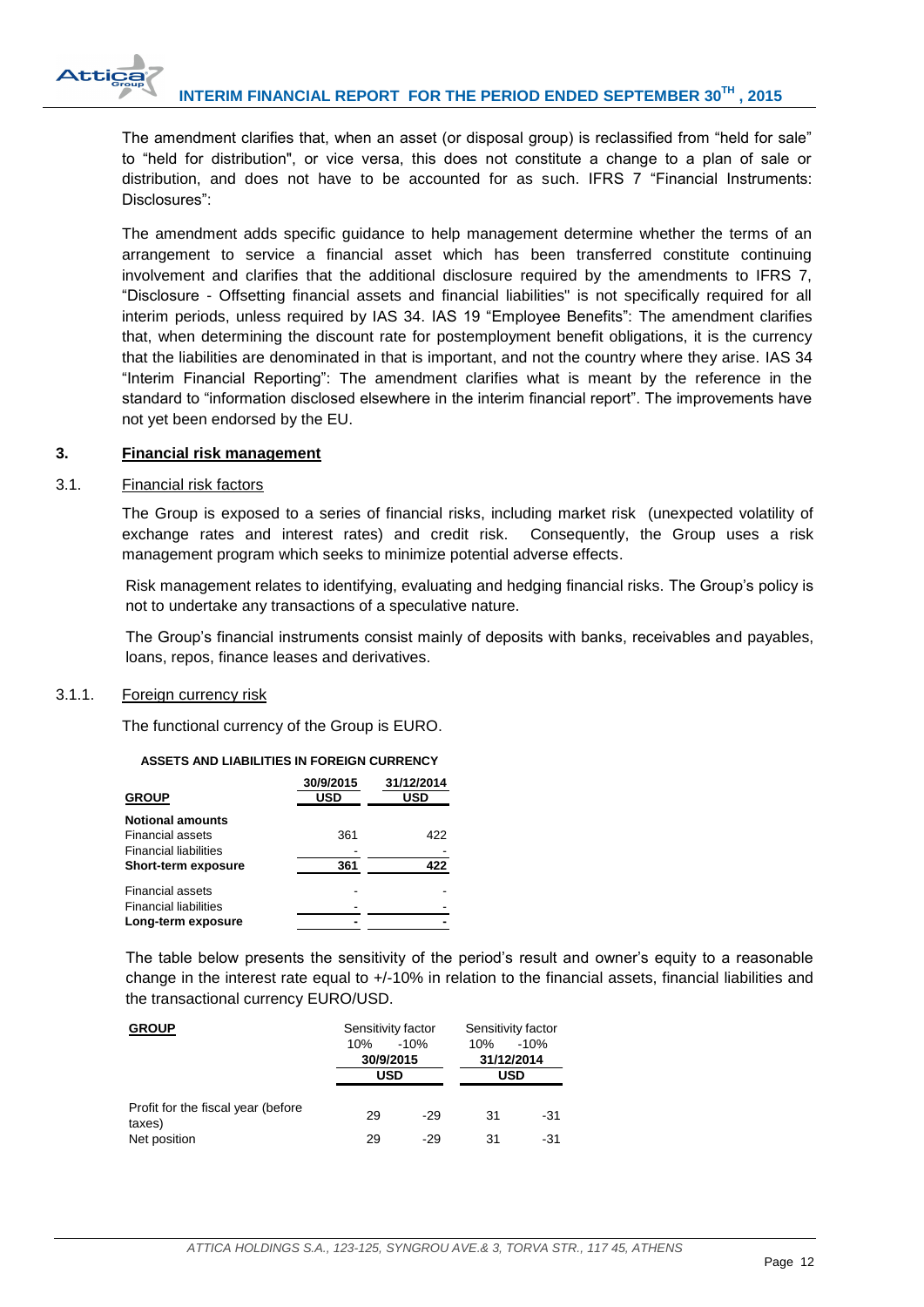The amendment clarifies that, when an asset (or disposal group) is reclassified from "held for sale" to "held for distribution", or vice versa, this does not constitute a change to a plan of sale or distribution, and does not have to be accounted for as such. IFRS 7 "Financial Instruments: Disclosures":

The amendment adds specific guidance to help management determine whether the terms of an arrangement to service a financial asset which has been transferred constitute continuing involvement and clarifies that the additional disclosure required by the amendments to IFRS 7, "Disclosure - Offsetting financial assets and financial liabilities" is not specifically required for all interim periods, unless required by IAS 34. IAS 19 "Employee Benefits": The amendment clarifies that, when determining the discount rate for postemployment benefit obligations, it is the currency that the liabilities are denominated in that is important, and not the country where they arise. IAS 34 "Interim Financial Reporting": The amendment clarifies what is meant by the reference in the standard to "information disclosed elsewhere in the interim financial report". The improvements have not yet been endorsed by the EU.

## 3. Financial risk management

### 3.1. Financial risk factors

The Group is exposed to a series of financial risks, including market risk (unexpected volatility of exchange rates and interest rates) and credit risk. Consequently, the Group uses a risk management program which seeks to minimize potential adverse effects.

Risk management relates to identifying, evaluating and hedging financial risks. The Group's policy is not to undertake any transactions of a speculative nature.

The Group's financial instruments consist mainly of deposits with banks, receivables and payables, loans, repos, finance leases and derivatives.

#### 3.1.1. Foreign currency risk

The functional currency of the Group is EURO.

**ASSETS AND LIABILITIES IN FOREIGN CURRENCY**

| GROUP | 30/9/2015 USD | 31/12/2014 USD |
|---|---|---|
| **Notional amounts** | | |
| Financial assets | 361 | 422 |
| Financial liabilities | - | - |
| **Short-term exposure** | **361** | **422** |
| Financial assets | - | - |
| Financial liabilities | - | - |
| **Long-term exposure** | **-** | **-** |

The table below presents the sensitivity of the period's result and owner's equity to a reasonable change in the interest rate equal to +/-10% in relation to the financial assets, financial liabilities and the transactional currency EURO/USD.

| GROUP | Sensitivity factor | | Sensitivity factor | |
|---|---|---|---|---|
| | 10% | -10% | 10% | -10% |
| | 30/9/2015 | | 31/12/2014 | |
| | USD | | USD | |
| Profit for the fiscal year (before taxes) | 29 | -29 | 31 | -31 |
| Net position | 29 | -29 | 31 | -31 |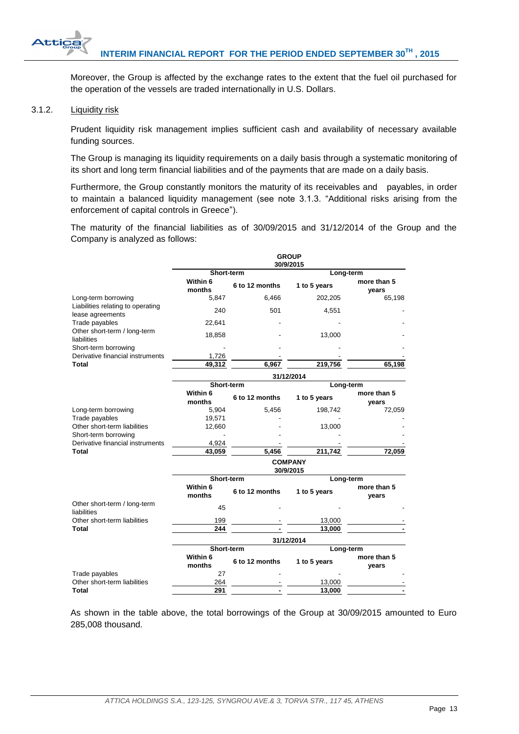Moreover, the Group is affected by the exchange rates to the extent that the fuel oil purchased for the operation of the vessels are traded internationally in U.S. Dollars.

### 3.1.2. Liquidity risk

Prudent liquidity risk management implies sufficient cash and availability of necessary available funding sources.

The Group is managing its liquidity requirements on a daily basis through a systematic monitoring of its short and long term financial liabilities and of the payments that are made on a daily basis.

Furthermore, the Group constantly monitors the maturity of its receivables and payables, in order to maintain a balanced liquidity management (see note 3.1.3. "Additional risks arising from the enforcement of capital controls in Greece").

The maturity of the financial liabilities as of 30/09/2015 and 31/12/2014 of the Group and the Company is analyzed as follows:

**GROUP**

| 30/9/2015 | Short-term | | Long-term | |
|---|---|---|---|---|
| | Within 6 months | 6 to 12 months | 1 to 5 years | more than 5 years |
| Long-term borrowing | 5,847 | 6,466 | 202,205 | 65,198 |
| Liabilities relating to operating lease agreements | 240 | 501 | 4,551 | - |
| Trade payables | 22,641 | - | - | - |
| Other short-term / long-term liabilities | 18,858 | - | 13,000 | - |
| Short-term borrowing | - | - | - | - |
| Derivative financial instruments | 1,726 | - | - | - |
| **Total** | **49,312** | **6,967** | **219,756** | **65,198** |

| 31/12/2014 | Short-term | | Long-term | |
|---|---|---|---|---|
| | Within 6 months | 6 to 12 months | 1 to 5 years | more than 5 years |
| Long-term borrowing | 5,904 | 5,456 | 198,742 | 72,059 |
| Trade payables | 19,571 | - | - | - |
| Other short-term liabilities | 12,660 | - | 13,000 | - |
| Short-term borrowing | - | - | - | - |
| Derivative financial instruments | 4,924 | - | - | - |
| **Total** | **43,059** | **5,456** | **211,742** | **72,059** |

**COMPANY**

| 30/9/2015 | Short-term | | Long-term | |
|---|---|---|---|---|
| | Within 6 months | 6 to 12 months | 1 to 5 years | more than 5 years |
| Other short-term / long-term liabilities | 45 | - | - | - |
| Other short-term liabilities | 199 | - | 13,000 | - |
| **Total** | **244** | **-** | **13,000** | **-** |

| 31/12/2014 | Short-term | | Long-term | |
|---|---|---|---|---|
| | Within 6 months | 6 to 12 months | 1 to 5 years | more than 5 years |
| Trade payables | 27 | - | - | - |
| Other short-term liabilities | 264 | - | 13,000 | - |
| **Total** | **291** | **-** | **13,000** | **-** |

As shown in the table above, the total borrowings of the Group at 30/09/2015 amounted to Euro 285,008 thousand.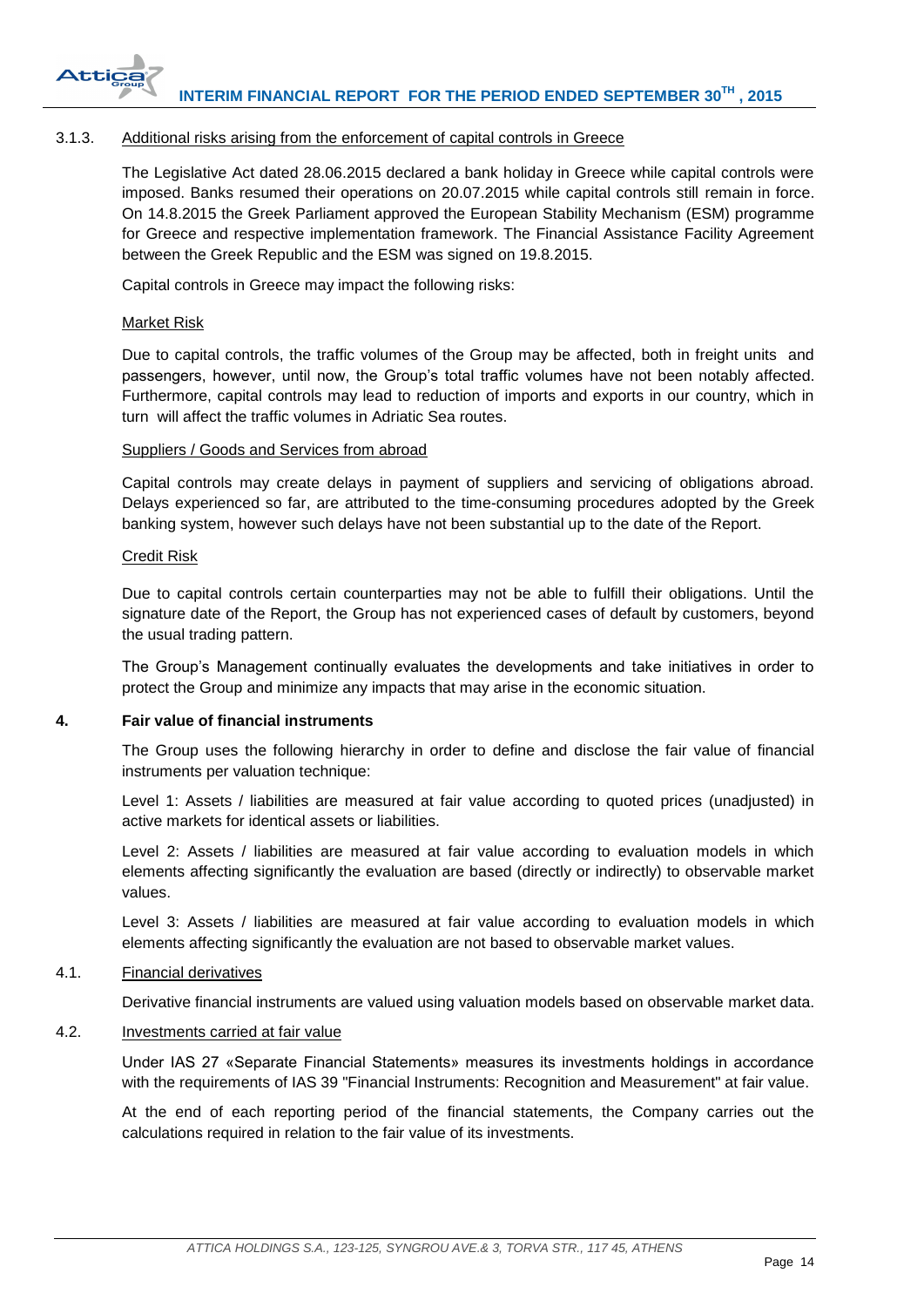### 3.1.3. Additional risks arising from the enforcement of capital controls in Greece

The Legislative Act dated 28.06.2015 declared a bank holiday in Greece while capital controls were imposed. Banks resumed their operations on 20.07.2015 while capital controls still remain in force. On 14.8.2015 the Greek Parliament approved the European Stability Mechanism (ESM) programme for Greece and respective implementation framework. The Financial Assistance Facility Agreement between the Greek Republic and the ESM was signed on 19.8.2015.

Capital controls in Greece may impact the following risks:

Market Risk

Due to capital controls, the traffic volumes of the Group may be affected, both in freight units and passengers, however, until now, the Group's total traffic volumes have not been notably affected. Furthermore, capital controls may lead to reduction of imports and exports in our country, which in turn will affect the traffic volumes in Adriatic Sea routes.

Suppliers / Goods and Services from abroad

Capital controls may create delays in payment of suppliers and servicing of obligations abroad. Delays experienced so far, are attributed to the time-consuming procedures adopted by the Greek banking system, however such delays have not been substantial up to the date of the Report.

Credit Risk

Due to capital controls certain counterparties may not be able to fulfill their obligations. Until the signature date of the Report, the Group has not experienced cases of default by customers, beyond the usual trading pattern.

The Group's Management continually evaluates the developments and take initiatives in order to protect the Group and minimize any impacts that may arise in the economic situation.

## 4. Fair value of financial instruments

The Group uses the following hierarchy in order to define and disclose the fair value of financial instruments per valuation technique:

Level 1: Assets / liabilities are measured at fair value according to quoted prices (unadjusted) in active markets for identical assets or liabilities.

Level 2: Assets / liabilities are measured at fair value according to evaluation models in which elements affecting significantly the evaluation are based (directly or indirectly) to observable market values.

Level 3: Assets / liabilities are measured at fair value according to evaluation models in which elements affecting significantly the evaluation are not based to observable market values.

### 4.1. Financial derivatives

Derivative financial instruments are valued using valuation models based on observable market data.

### 4.2. Investments carried at fair value

Under IAS 27 «Separate Financial Statements» measures its investments holdings in accordance with the requirements of IAS 39 "Financial Instruments: Recognition and Measurement" at fair value.

At the end of each reporting period of the financial statements, the Company carries out the calculations required in relation to the fair value of its investments.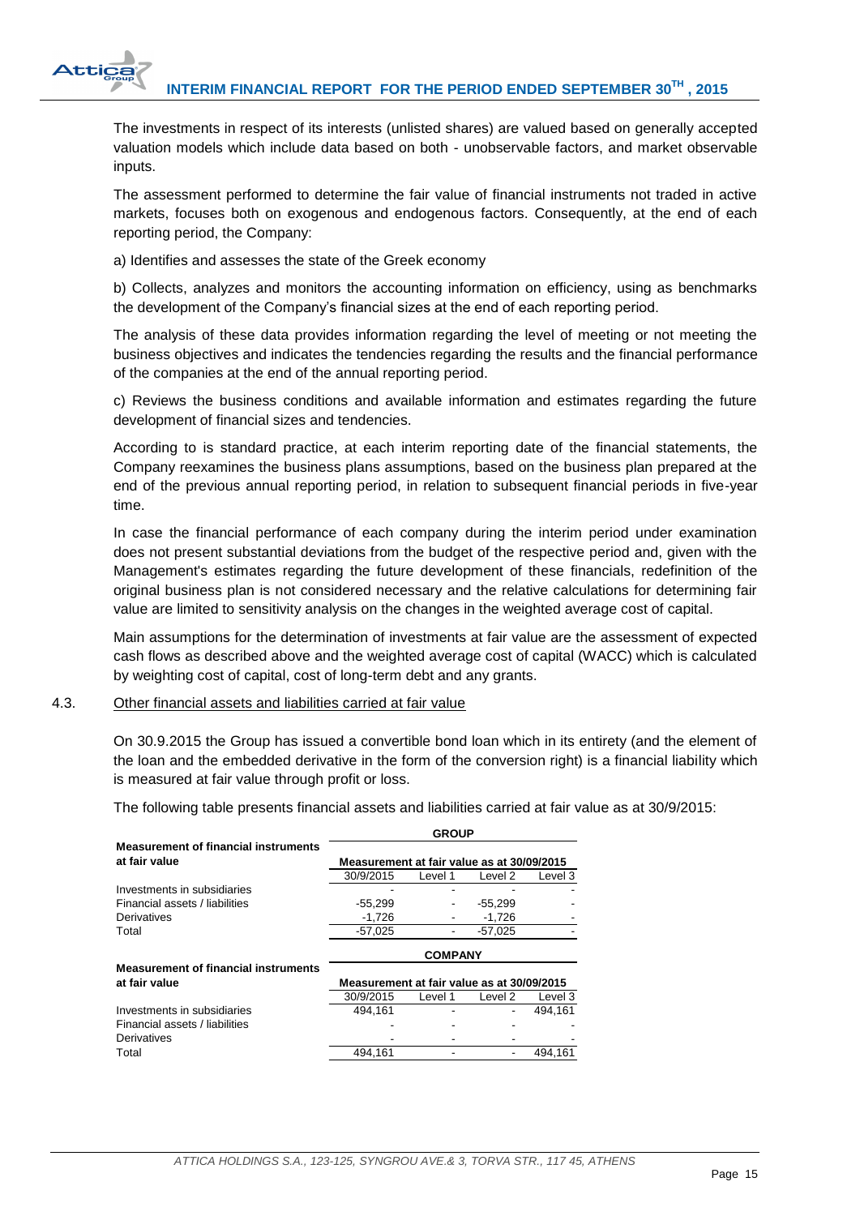The investments in respect of its interests (unlisted shares) are valued based on generally accepted valuation models which include data based on both - unobservable factors, and market observable inputs.

The assessment performed to determine the fair value of financial instruments not traded in active markets, focuses both on exogenous and endogenous factors. Consequently, at the end of each reporting period, the Company:

a) Identifies and assesses the state of the Greek economy

b) Collects, analyzes and monitors the accounting information on efficiency, using as benchmarks the development of the Company's financial sizes at the end of each reporting period.

The analysis of these data provides information regarding the level of meeting or not meeting the business objectives and indicates the tendencies regarding the results and the financial performance of the companies at the end of the annual reporting period.

c) Reviews the business conditions and available information and estimates regarding the future development of financial sizes and tendencies.

According to is standard practice, at each interim reporting date of the financial statements, the Company reexamines the business plans assumptions, based on the business plan prepared at the end of the previous annual reporting period, in relation to subsequent financial periods in five-year time.

In case the financial performance of each company during the interim period under examination does not present substantial deviations from the budget of the respective period and, given with the Management's estimates regarding the future development of these financials, redefinition of the original business plan is not considered necessary and the relative calculations for determining fair value are limited to sensitivity analysis on the changes in the weighted average cost of capital.

Main assumptions for the determination of investments at fair value are the assessment of expected cash flows as described above and the weighted average cost of capital (WACC) which is calculated by weighting cost of capital, cost of long-term debt and any grants.

4.3. Other financial assets and liabilities carried at fair value

On 30.9.2015 the Group has issued a convertible bond loan which in its entirety (and the element of the loan and the embedded derivative in the form of the conversion right) is a financial liability which is measured at fair value through profit or loss.

The following table presents financial assets and liabilities carried at fair value as at 30/9/2015:

| | GROUP | | | |
|---|---|---|---|---|
| **Measurement of financial instruments at fair value** | **Measurement at fair value as at 30/09/2015** | | | |
| | 30/9/2015 | Level 1 | Level 2 | Level 3 |
| Investments in subsidiaries | - | - | - | - |
| Financial assets / liabilities | -55,299 | - | -55,299 | - |
| Derivatives | -1,726 | - | -1,726 | - |
| Total | -57,025 | - | -57,025 | - |

| | COMPANY | | | |
|---|---|---|---|---|
| **Measurement of financial instruments at fair value** | **Measurement at fair value as at 30/09/2015** | | | |
| | 30/9/2015 | Level 1 | Level 2 | Level 3 |
| Investments in subsidiaries | 494,161 | - | - | 494,161 |
| Financial assets / liabilities | - | - | - | - |
| Derivatives | - | - | - | - |
| Total | 494,161 | - | - | 494,161 |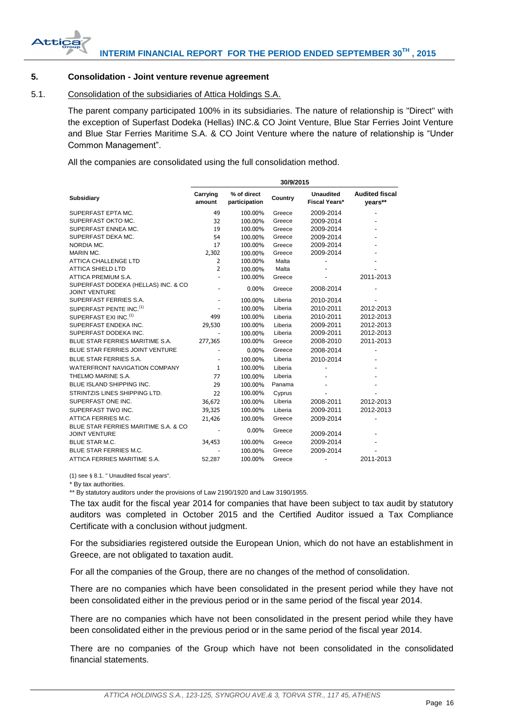## 5. Consolidation - Joint venture revenue agreement

### 5.1. Consolidation of the subsidiaries of Attica Holdings S.A.

The parent company participated 100% in its subsidiaries. The nature of relationship is "Direct" with the exception of Superfast Dodeka (Hellas) INC.& CO Joint Venture, Blue Star Ferries Joint Venture and Blue Star Ferries Maritime S.A. & CO Joint Venture where the nature of relationship is "Under Common Management".

All the companies are consolidated using the full consolidation method.

| | 30/9/2015 | | | | |
|---|---|---|---|---|---|
| **Subsidiary** | **Carrying amount** | **% of direct participation** | **Country** | **Unaudited Fiscal Years*** | **Audited fiscal years**** |
| SUPERFAST EPTA MC. | 49 | 100.00% | Greece | 2009-2014 | - |
| SUPERFAST OKTO MC. | 32 | 100.00% | Greece | 2009-2014 | - |
| SUPERFAST ENNEA MC. | 19 | 100.00% | Greece | 2009-2014 | - |
| SUPERFAST DEKA MC. | 54 | 100.00% | Greece | 2009-2014 | - |
| NORDIA MC. | 17 | 100.00% | Greece | 2009-2014 | - |
| MARIN MC. | 2,302 | 100.00% | Greece | 2009-2014 | - |
| ATTICA CHALLENGE LTD | 2 | 100.00% | Malta | - | - |
| ATTICA SHIELD LTD | 2 | 100.00% | Malta | - | - |
| ATTICA PREMIUM S.A. | - | 100.00% | Greece | - | 2011-2013 |
| SUPERFAST DODEKA (HELLAS) INC. & CO JOINT VENTURE | - | 0.00% | Greece | 2008-2014 | - |
| SUPERFAST FERRIES S.A. | - | 100.00% | Liberia | 2010-2014 | - |
| SUPERFAST PENTE INC.[(1)] | - | 100.00% | Liberia | 2010-2011 | 2012-2013 |
| SUPERFAST EXI INC.[(1)] | 499 | 100.00% | Liberia | 2010-2011 | 2012-2013 |
| SUPERFAST ENDEKA INC. | 29,530 | 100.00% | Liberia | 2009-2011 | 2012-2013 |
| SUPERFAST DODEKA INC. | - | 100.00% | Liberia | 2009-2011 | 2012-2013 |
| BLUE STAR FERRIES MARITIME S.A. | 277,365 | 100.00% | Greece | 2008-2010 | 2011-2013 |
| BLUE STAR FERRIES JOINT VENTURE | - | 0.00% | Greece | 2008-2014 | - |
| BLUE STAR FERRIES S.A. | - | 100.00% | Liberia | 2010-2014 | - |
| WATERFRONT NAVIGATION COMPANY | 1 | 100.00% | Liberia | - | - |
| THELMO MARINE S.A. | 77 | 100.00% | Liberia | - | - |
| BLUE ISLAND SHIPPING INC. | 29 | 100.00% | Panama | - | - |
| STRINTZIS LINES SHIPPING LTD. | 22 | 100.00% | Cyprus | - | - |
| SUPERFAST ONE INC. | 36,672 | 100.00% | Liberia | 2008-2011 | 2012-2013 |
| SUPERFAST TWO INC. | 39,325 | 100.00% | Liberia | 2009-2011 | 2012-2013 |
| ATTICA FERRIES M.C. | 21,426 | 100.00% | Greece | 2009-2014 | - |
| BLUE STAR FERRIES MARITIME S.A. & CO JOINT VENTURE | - | 0.00% | Greece | 2009-2014 | - |
| BLUE STAR M.C. | 34,453 | 100.00% | Greece | 2009-2014 | - |
| BLUE STAR FERRIES M.C. | - | 100.00% | Greece | 2009-2014 | - |
| ATTICA FERRIES MARITIME S.A. | 52,287 | 100.00% | Greece | - | 2011-2013 |

(1) see § 8.1. " Unaudited fiscal years".

* By tax authorities.

** By statutory auditors under the provisions of Law 2190/1920 and Law 3190/1955.

The tax audit for the fiscal year 2014 for companies that have been subject to tax audit by statutory auditors was completed in October 2015 and the Certified Auditor issued a Tax Compliance Certificate with a conclusion without judgment.

For the subsidiaries registered outside the European Union, which do not have an establishment in Greece, are not obligated to taxation audit.

For all the companies of the Group, there are no changes of the method of consolidation.

There are no companies which have been consolidated in the present period while they have not been consolidated either in the previous period or in the same period of the fiscal year 2014.

There are no companies which have not been consolidated in the present period while they have been consolidated either in the previous period or in the same period of the fiscal year 2014.

There are no companies of the Group which have not been consolidated in the consolidated financial statements.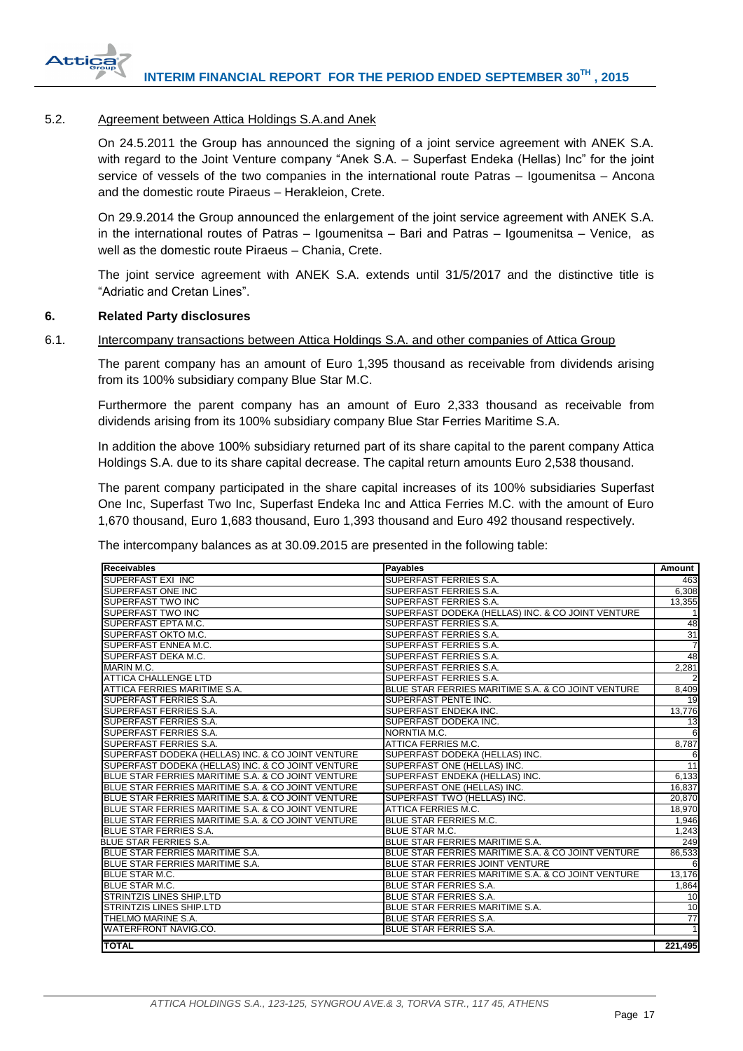### 5.2. Agreement between Attica Holdings S.A.and Anek

On 24.5.2011 the Group has announced the signing of a joint service agreement with ANEK S.A. with regard to the Joint Venture company "Anek S.A. – Superfast Endeka (Hellas) Inc" for the joint service of vessels of the two companies in the international route Patras – Igoumenitsa – Ancona and the domestic route Piraeus – Herakleion, Crete.

On 29.9.2014 the Group announced the enlargement of the joint service agreement with ANEK S.A. in the international routes of Patras – Igoumenitsa – Bari and Patras – Igoumenitsa – Venice, as well as the domestic route Piraeus – Chania, Crete.

The joint service agreement with ANEK S.A. extends until 31/5/2017 and the distinctive title is "Adriatic and Cretan Lines".

## 6. Related Party disclosures

### 6.1. Intercompany transactions between Attica Holdings S.A. and other companies of Attica Group

The parent company has an amount of Euro 1,395 thousand as receivable from dividends arising from its 100% subsidiary company Blue Star M.C.

Furthermore the parent company has an amount of Euro 2,333 thousand as receivable from dividends arising from its 100% subsidiary company Blue Star Ferries Maritime S.A.

In addition the above 100% subsidiary returned part of its share capital to the parent company Attica Holdings S.A. due to its share capital decrease. The capital return amounts Euro 2,538 thousand.

The parent company participated in the share capital increases of its 100% subsidiaries Superfast One Inc, Superfast Two Inc, Superfast Endeka Inc and Attica Ferries M.C. with the amount of Euro 1,670 thousand, Euro 1,683 thousand, Euro 1,393 thousand and Euro 492 thousand respectively.

The intercompany balances as at 30.09.2015 are presented in the following table:

| Receivables | Payables | Amount |
|---|---|---|
| SUPERFAST EXI INC | SUPERFAST FERRIES S.A. | 463 |
| SUPERFAST ONE INC | SUPERFAST FERRIES S.A. | 6,308 |
| SUPERFAST TWO INC | SUPERFAST FERRIES S.A. | 13,355 |
| SUPERFAST TWO INC | SUPERFAST DODEKA (HELLAS) INC. & CO JOINT VENTURE | 1 |
| SUPERFAST EPTA M.C. | SUPERFAST FERRIES S.A. | 48 |
| SUPERFAST OKTO M.C. | SUPERFAST FERRIES S.A. | 31 |
| SUPERFAST ENNEA M.C. | SUPERFAST FERRIES S.A. | 7 |
| SUPERFAST DEKA M.C. | SUPERFAST FERRIES S.A. | 48 |
| MARIN M.C. | SUPERFAST FERRIES S.A. | 2,281 |
| ATTICA CHALLENGE LTD | SUPERFAST FERRIES S.A. | 2 |
| ATTICA FERRIES MARITIME S.A. | BLUE STAR FERRIES MARITIME S.A. & CO JOINT VENTURE | 8,409 |
| SUPERFAST FERRIES S.A. | SUPERFAST PENTE INC. | 19 |
| SUPERFAST FERRIES S.A. | SUPERFAST ENDEKA INC. | 13,776 |
| SUPERFAST FERRIES S.A. | SUPERFAST DODEKA INC. | 13 |
| SUPERFAST FERRIES S.A. | NORNTIA M.C. | 6 |
| SUPERFAST FERRIES S.A. | ATTICA FERRIES M.C. | 8,787 |
| SUPERFAST DODEKA (HELLAS) INC. & CO JOINT VENTURE | SUPERFAST DODEKA (HELLAS) INC. | 6 |
| SUPERFAST DODEKA (HELLAS) INC. & CO JOINT VENTURE | SUPERFAST ONE (HELLAS) INC. | 11 |
| BLUE STAR FERRIES MARITIME S.A. & CO JOINT VENTURE | SUPERFAST ENDEKA (HELLAS) INC. | 6,133 |
| BLUE STAR FERRIES MARITIME S.A. & CO JOINT VENTURE | SUPERFAST ONE (HELLAS) INC. | 16,837 |
| BLUE STAR FERRIES MARITIME S.A. & CO JOINT VENTURE | SUPERFAST TWO (HELLAS) INC. | 20,870 |
| BLUE STAR FERRIES MARITIME S.A. & CO JOINT VENTURE | ATTICA FERRIES M.C. | 18,970 |
| BLUE STAR FERRIES MARITIME S.A. & CO JOINT VENTURE | BLUE STAR FERRIES M.C. | 1,946 |
| BLUE STAR FERRIES S.A. | BLUE STAR M.C. | 1,243 |
| BLUE STAR FERRIES S.A. | BLUE STAR FERRIES MARITIME S.A. | 249 |
| BLUE STAR FERRIES MARITIME S.A. | BLUE STAR FERRIES MARITIME S.A. & CO JOINT VENTURE | 86,533 |
| BLUE STAR FERRIES MARITIME S.A. | BLUE STAR FERRIES JOINT VENTURE | 6 |
| BLUE STAR M.C. | BLUE STAR FERRIES MARITIME S.A. & CO JOINT VENTURE | 13,176 |
| BLUE STAR M.C. | BLUE STAR FERRIES S.A. | 1,864 |
| STRINTZIS LINES SHIP.LTD | BLUE STAR FERRIES S.A. | 10 |
| STRINTZIS LINES SHIP.LTD | BLUE STAR FERRIES MARITIME S.A. | 10 |
| THELMO MARINE S.A. | BLUE STAR FERRIES S.A. | 77 |
| WATERFRONT NAVIG.CO. | BLUE STAR FERRIES S.A. | 1 |
| **TOTAL** | | **221,495** |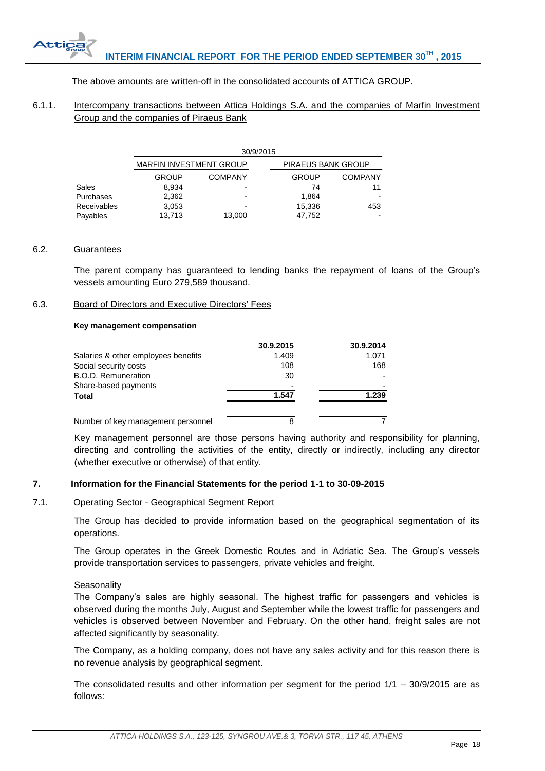The above amounts are written-off in the consolidated accounts of ATTICA GROUP.

### 6.1.1. Intercompany transactions between Attica Holdings S.A. and the companies of Marfin Investment Group and the companies of Piraeus Bank

| | 30/9/2015 | | | |
|---|---|---|---|---|
| | MARFIN INVESTMENT GROUP | | PIRAEUS BANK GROUP | |
| | GROUP | COMPANY | GROUP | COMPANY |
| Sales | 8,934 | - | 74 | 11 |
| Purchases | 2,362 | - | 1,864 | - |
| Receivables | 3,053 | - | 15,336 | 453 |
| Payables | 13,713 | 13,000 | 47,752 | - |

### 6.2. Guarantees

The parent company has guaranteed to lending banks the repayment of loans of the Group's vessels amounting Euro 279,589 thousand.

### 6.3. Board of Directors and Executive Directors' Fees

**Key management compensation**

| | 30.9.2015 | 30.9.2014 |
|---|---|---|
| Salaries & other employees benefits | 1.409 | 1.071 |
| Social security costs | 108 | 168 |
| B.O.D. Remuneration | 30 | - |
| Share-based payments | - | - |
| **Total** | **1.547** | **1.239** |
| | | |
| Number of key management personnel | 8 | 7 |

Key management personnel are those persons having authority and responsibility for planning, directing and controlling the activities of the entity, directly or indirectly, including any director (whether executive or otherwise) of that entity.

## 7. Information for the Financial Statements for the period 1-1 to 30-09-2015

### 7.1. Operating Sector - Geographical Segment Report

The Group has decided to provide information based on the geographical segmentation of its operations.

The Group operates in the Greek Domestic Routes and in Adriatic Sea. The Group's vessels provide transportation services to passengers, private vehicles and freight.

Seasonality

The Company's sales are highly seasonal. The highest traffic for passengers and vehicles is observed during the months July, August and September while the lowest traffic for passengers and vehicles is observed between November and February. On the other hand, freight sales are not affected significantly by seasonality.

The Company, as a holding company, does not have any sales activity and for this reason there is no revenue analysis by geographical segment.

The consolidated results and other information per segment for the period 1/1 – 30/9/2015 are as follows: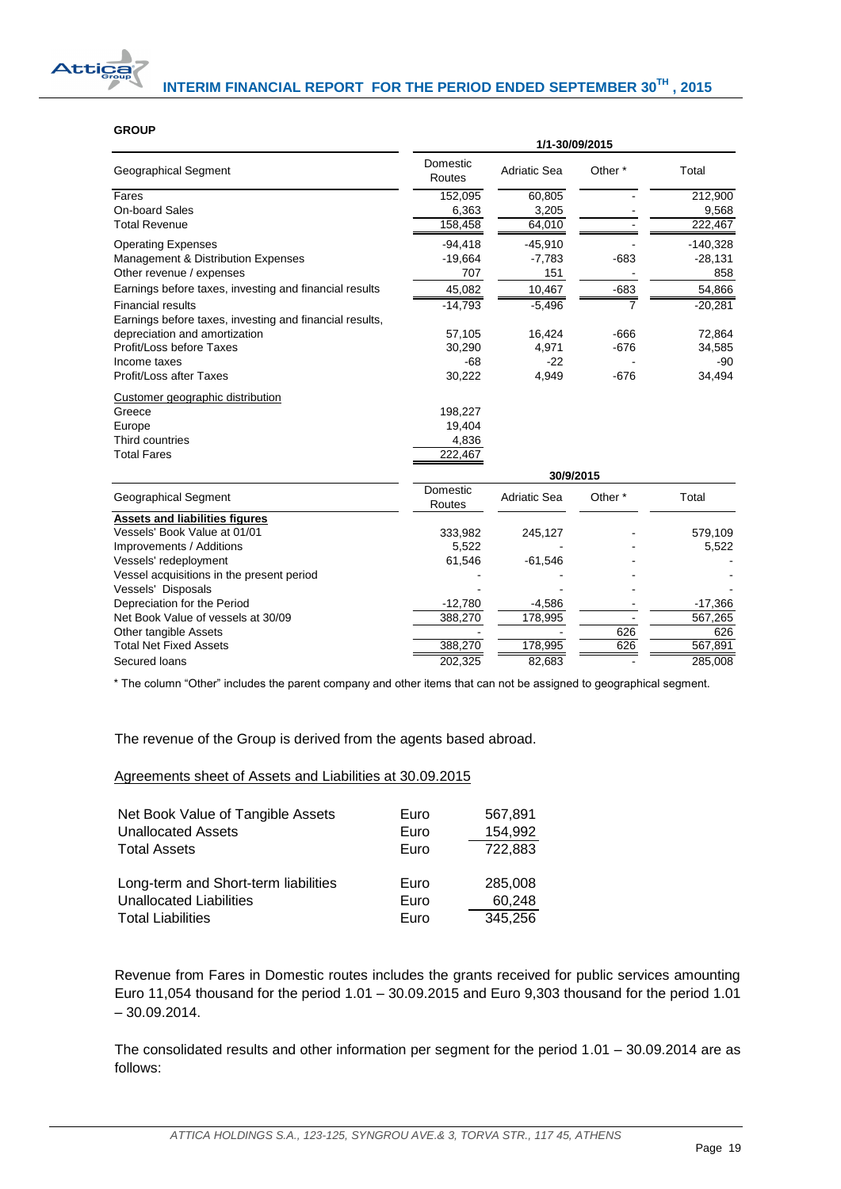**GROUP**

| Geographical Segment | Domestic Routes | Adriatic Sea | Other * | Total |
|---|---|---|---|---|
| | 1/1-30/09/2015 | | | |
| Fares | 152,095 | 60,805 | - | 212,900 |
| On-board Sales | 6,363 | 3,205 | - | 9,568 |
| Total Revenue | 158,458 | 64,010 | - | 222,467 |
| Operating Expenses | -94,418 | -45,910 | - | -140,328 |
| Management & Distribution Expenses | -19,664 | -7,783 | -683 | -28,131 |
| Other revenue / expenses | 707 | 151 | - | 858 |
| Earnings before taxes, investing and financial results | 45,082 | 10,467 | -683 | 54,866 |
| Financial results | -14,793 | -5,496 | 7 | -20,281 |
| Earnings before taxes, investing and financial results, depreciation and amortization | 57,105 | 16,424 | -666 | 72,864 |
| Profit/Loss before Taxes | 30,290 | 4,971 | -676 | 34,585 |
| Income taxes | -68 | -22 | - | -90 |
| Profit/Loss after Taxes | 30,222 | 4,949 | -676 | 34,494 |
| Customer geographic distribution | | | | |
| Greece | 198,227 | | | |
| Europe | 19,404 | | | |
| Third countries | 4,836 | | | |
| Total Fares | 222,467 | | | |

| Geographical Segment | Domestic Routes | Adriatic Sea | Other * | Total |
|---|---|---|---|---|
| | 30/9/2015 | | | |
| **Assets and liabilities figures** | | | | |
| Vessels' Book Value at 01/01 | 333,982 | 245,127 | - | 579,109 |
| Improvements / Additions | 5,522 | - | - | 5,522 |
| Vessels' redeployment | 61,546 | -61,546 | - | - |
| Vessel acquisitions in the present period | - | - | - | - |
| Vessels' Disposals | - | - | - | - |
| Depreciation for the Period | -12,780 | -4,586 | - | -17,366 |
| Net Book Value of vessels at 30/09 | 388,270 | 178,995 | - | 567,265 |
| Other tangible Assets | - | - | 626 | 626 |
| Total Net Fixed Assets | 388,270 | 178,995 | 626 | 567,891 |
| Secured loans | 202,325 | 82,683 | - | 285,008 |

* The column "Other" includes the parent company and other items that can not be assigned to geographical segment.

The revenue of the Group is derived from the agents based abroad.

Agreements sheet of Assets and Liabilities at 30.09.2015

| | | |
|---|---|---|
| Net Book Value of Tangible Assets | Euro | 567,891 |
| Unallocated Assets | Euro | 154,992 |
| Total Assets | Euro | 722,883 |
| | | |
| Long-term and Short-term liabilities | Euro | 285,008 |
| Unallocated Liabilities | Euro | 60,248 |
| Total Liabilities | Euro | 345,256 |

Revenue from Fares in Domestic routes includes the grants received for public services amounting Euro 11,054 thousand for the period 1.01 – 30.09.2015 and Euro 9,303 thousand for the period 1.01 – 30.09.2014.

The consolidated results and other information per segment for the period 1.01 – 30.09.2014 are as follows: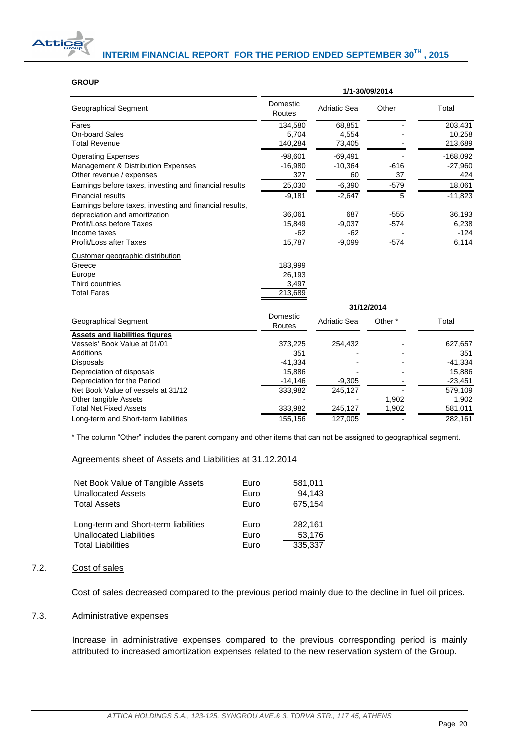**GROUP**

| Geographical Segment | Domestic Routes | Adriatic Sea | Other | Total |
|---|---|---|---|---|
| | 1/1-30/09/2014 | | | |
| Fares | 134,580 | 68,851 | - | 203,431 |
| On-board Sales | 5,704 | 4,554 | - | 10,258 |
| Total Revenue | 140,284 | 73,405 | - | 213,689 |
| Operating Expenses | -98,601 | -69,491 | - | -168,092 |
| Management & Distribution Expenses | -16,980 | -10,364 | -616 | -27,960 |
| Other revenue / expenses | 327 | 60 | 37 | 424 |
| Earnings before taxes, investing and financial results | 25,030 | -6,390 | -579 | 18,061 |
| Financial results | -9,181 | -2,647 | 5 | -11,823 |
| Earnings before taxes, investing and financial results, depreciation and amortization | 36,061 | 687 | -555 | 36,193 |
| Profit/Loss before Taxes | 15,849 | -9,037 | -574 | 6,238 |
| Income taxes | -62 | -62 | - | -124 |
| Profit/Loss after Taxes | 15,787 | -9,099 | -574 | 6,114 |
| Customer geographic distribution | | | | |
| Greece | 183,999 | | | |
| Europe | 26,193 | | | |
| Third countries | 3,497 | | | |
| Total Fares | 213,689 | | | |

| Geographical Segment | Domestic Routes | Adriatic Sea | Other * | Total |
|---|---|---|---|---|
| | 31/12/2014 | | | |
| **Assets and liabilities figures** | | | | |
| Vessels' Book Value at 01/01 | 373,225 | 254,432 | - | 627,657 |
| Additions | 351 | - | - | 351 |
| Disposals | -41,334 | - | - | -41,334 |
| Depreciation of disposals | 15,886 | - | - | 15,886 |
| Depreciation for the Period | -14,146 | -9,305 | - | -23,451 |
| Net Book Value of vessels at 31/12 | 333,982 | 245,127 | - | 579,109 |
| Other tangible Assets | - | - | 1,902 | 1,902 |
| Total Net Fixed Assets | 333,982 | 245,127 | 1,902 | 581,011 |
| Long-term and Short-term liabilities | 155,156 | 127,005 | - | 282,161 |

* The column "Other" includes the parent company and other items that can not be assigned to geographical segment.

Agreements sheet of Assets and Liabilities at 31.12.2014

| | | |
|---|---|---|
| Net Book Value of Tangible Assets | Euro | 581,011 |
| Unallocated Assets | Euro | 94,143 |
| Total Assets | Euro | 675,154 |
| | | |
| Long-term and Short-term liabilities | Euro | 282,161 |
| Unallocated Liabilities | Euro | 53,176 |
| Total Liabilities | Euro | 335,337 |

## 7.2. Cost of sales

Cost of sales decreased compared to the previous period mainly due to the decline in fuel oil prices.

## 7.3. Administrative expenses

Increase in administrative expenses compared to the previous corresponding period is mainly attributed to increased amortization expenses related to the new reservation system of the Group.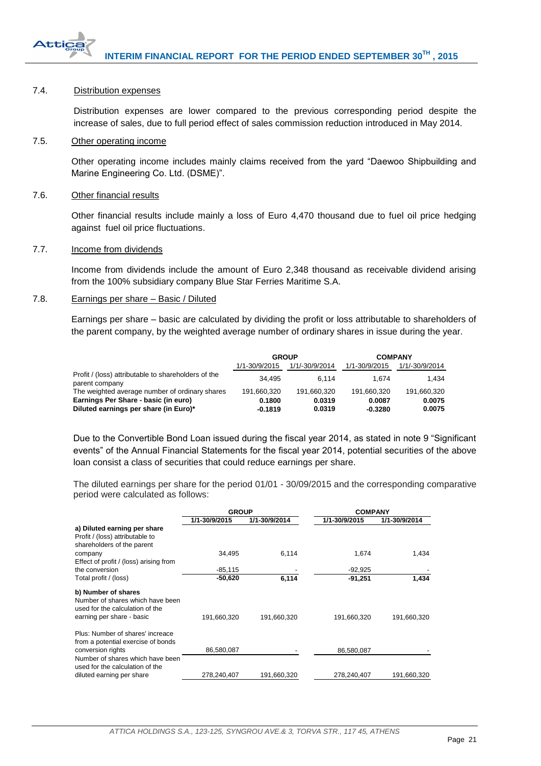### 7.4. Distribution expenses

Distribution expenses are lower compared to the previous corresponding period despite the increase of sales, due to full period effect of sales commission reduction introduced in May 2014.

### 7.5. Other operating income

Other operating income includes mainly claims received from the yard "Daewoo Shipbuilding and Marine Engineering Co. Ltd. (DSME)".

### 7.6. Other financial results

Other financial results include mainly a loss of Euro 4,470 thousand due to fuel oil price hedging against fuel oil price fluctuations.

### 7.7. Income from dividends

Income from dividends include the amount of Euro 2,348 thousand as receivable dividend arising from the 100% subsidiary company Blue Star Ferries Maritime S.A.

### 7.8. Earnings per share – Basic / Diluted

Earnings per share – basic are calculated by dividing the profit or loss attributable to shareholders of the parent company, by the weighted average number of ordinary shares in issue during the year.

| | GROUP | | COMPANY | |
|---|---|---|---|---|
| | 1/1-30/9/2015 | 1/1/-30/9/2014 | 1/1-30/9/2015 | 1/1/-30/9/2014 |
| Profit / (loss) attributable to shareholders of the parent company | 34,495 | 6,114 | 1,674 | 1,434 |
| The weighted average number of ordinary shares | 191,660,320 | 191,660,320 | 191,660,320 | 191,660,320 |
| **Earnings Per Share - basic (in euro)** | **0.1800** | **0.0319** | **0.0087** | **0.0075** |
| **Diluted earnings per share (in Euro)*** | **-0.1819** | **0.0319** | **-0.3280** | **0.0075** |

Due to the Convertible Bond Loan issued during the fiscal year 2014, as stated in note 9 "Significant events" of the Annual Financial Statements for the fiscal year 2014, potential securities of the above loan consist a class of securities that could reduce earnings per share.

The diluted earnings per share for the period 01/01 - 30/09/2015 and the corresponding comparative period were calculated as follows:

| | GROUP | | COMPANY | |
|---|---|---|---|---|
| | **1/1-30/9/2015** | **1/1-30/9/2014** | **1/1-30/9/2015** | **1/1-30/9/2014** |
| **a) Diluted earning per share** | | | | |
| Profit / (loss) attributable to shareholders of the parent company | 34,495 | 6,114 | 1,674 | 1,434 |
| Effect of profit / (loss) arising from the conversion | -85,115 | - | -92,925 | - |
| Total profit / (loss) | **-50,620** | **6,114** | **-91,251** | **1,434** |
| **b) Number of shares** | | | | |
| Number of shares which have been used for the calculation of the earning per share - basic | 191,660,320 | 191,660,320 | 191,660,320 | 191,660,320 |
| Plus: Number of shares' increace from a potential exercise of bonds conversion rights | 86,580,087 | - | 86,580,087 | - |
| Number of shares which have been used for the calculation of the diluted earning per share | 278,240,407 | 191,660,320 | 278,240,407 | 191,660,320 |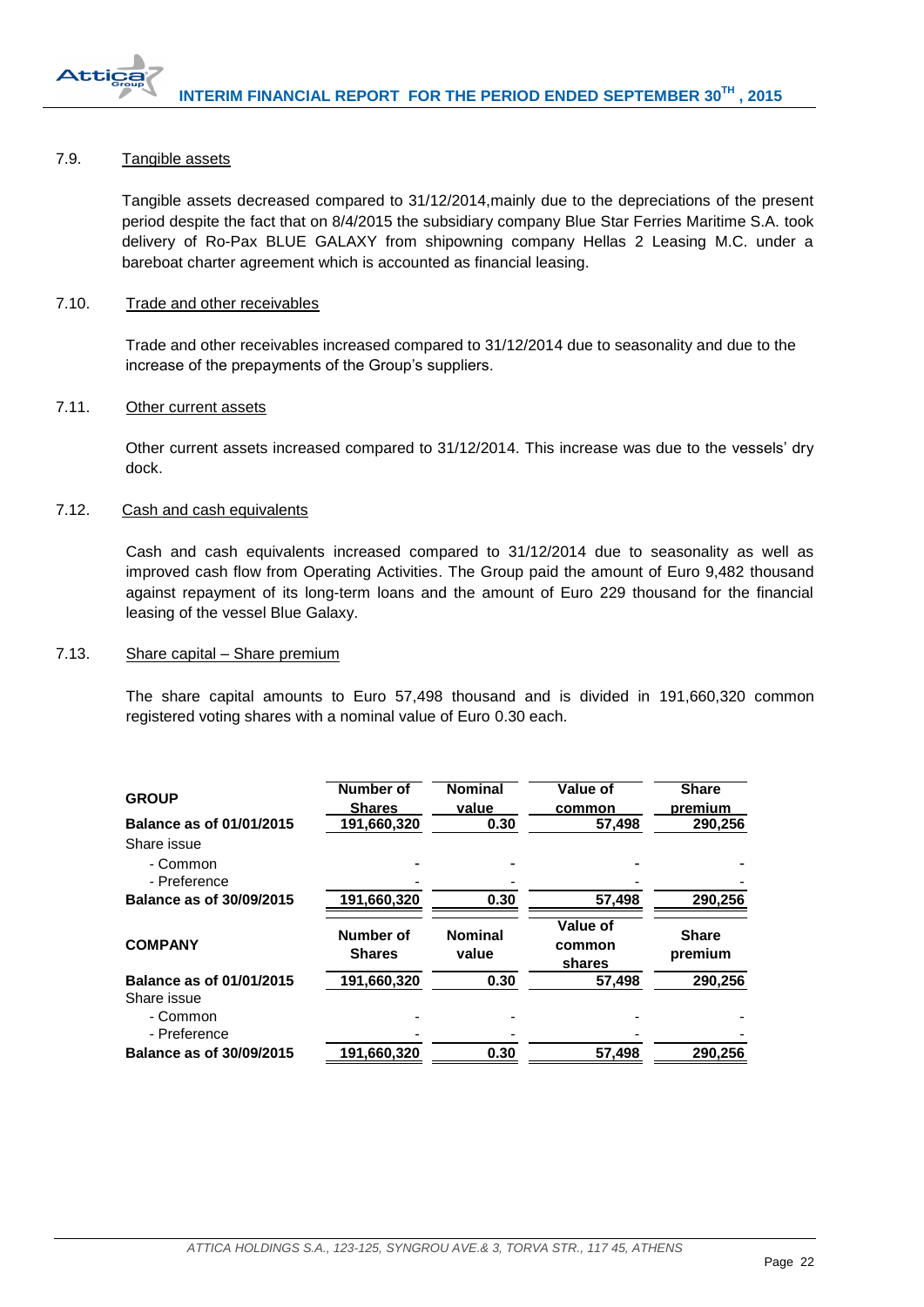### 7.9. Tangible assets

Tangible assets decreased compared to 31/12/2014,mainly due to the depreciations of the present period despite the fact that on 8/4/2015 the subsidiary company Blue Star Ferries Maritime S.A. took delivery of Ro-Pax BLUE GALAXY from shipowning company Hellas 2 Leasing M.C. under a bareboat charter agreement which is accounted as financial leasing.

### 7.10. Trade and other receivables

Trade and other receivables increased compared to 31/12/2014 due to seasonality and due to the increase of the prepayments of the Group's suppliers.

### 7.11. Other current assets

Other current assets increased compared to 31/12/2014. This increase was due to the vessels' dry dock.

### 7.12. Cash and cash equivalents

Cash and cash equivalents increased compared to 31/12/2014 due to seasonality as well as improved cash flow from Operating Activities. The Group paid the amount of Euro 9,482 thousand against repayment of its long-term loans and the amount of Euro 229 thousand for the financial leasing of the vessel Blue Galaxy.

### 7.13. Share capital – Share premium

The share capital amounts to Euro 57,498 thousand and is divided in 191,660,320 common registered voting shares with a nominal value of Euro 0.30 each.

| **GROUP** | **Number of Shares** | **Nominal value** | **Value of common** | **Share premium** |
|---|---|---|---|---|
| **Balance as of 01/01/2015** | 191,660,320 | 0.30 | 57,498 | 290,256 |
| Share issue | | | | |
| - Common | - | - | - | - |
| - Preference | - | - | - | - |
| **Balance as of 30/09/2015** | 191,660,320 | 0.30 | 57,498 | 290,256 |

| **COMPANY** | **Number of Shares** | **Nominal value** | **Value of common shares** | **Share premium** |
|---|---|---|---|---|
| **Balance as of 01/01/2015** | 191,660,320 | 0.30 | 57,498 | 290,256 |
| Share issue | | | | |
| - Common | - | - | - | - |
| - Preference | - | - | - | - |
| **Balance as of 30/09/2015** | 191,660,320 | 0.30 | 57,498 | 290,256 |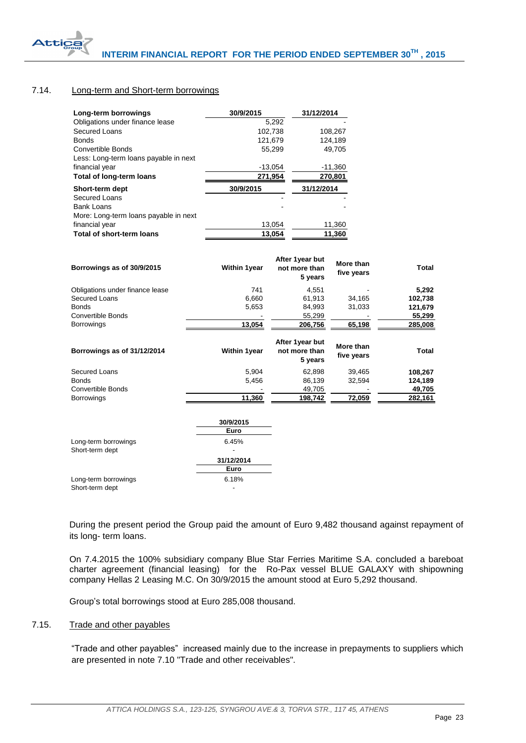### 7.14. Long-term and Short-term borrowings

| Long-term borrowings | 30/9/2015 | 31/12/2014 |
|---|---|---|
| Obligations under finance lease | 5,292 | - |
| Secured Loans | 102,738 | 108,267 |
| Bonds | 121,679 | 124,189 |
| Convertible Bonds | 55,299 | 49,705 |
| Less: Long-term loans payable in next financial year | -13,054 | -11,360 |
| **Total of long-term loans** | **271,954** | **270,801** |

| Short-term dept | 30/9/2015 | 31/12/2014 |
|---|---|---|
| Secured Loans | - | - |
| Bank Loans | - | - |
| More: Long-term loans payable in next financial year | 13,054 | 11,360 |
| **Total of short-term loans** | **13,054** | **11,360** |

| Borrowings as of 30/9/2015 | Within 1year | After 1year but not more than 5 years | More than five years | Total |
|---|---|---|---|---|
| Obligations under finance lease | 741 | 4,551 | - | **5,292** |
| Secured Loans | 6,660 | 61,913 | 34,165 | **102,738** |
| Bonds | 5,653 | 84,993 | 31,033 | **121,679** |
| Convertible Bonds | - | 55,299 | - | **55,299** |
| Borrowings | **13,054** | **206,756** | **65,198** | **285,008** |

| Borrowings as of 31/12/2014 | Within 1year | After 1year but not more than 5 years | More than five years | Total |
|---|---|---|---|---|
| Secured Loans | 5,904 | 62,898 | 39,465 | **108,267** |
| Bonds | 5,456 | 86,139 | 32,594 | **124,189** |
| Convertible Bonds | - | 49,705 | - | **49,705** |
| Borrowings | **11,360** | **198,742** | **72,059** | **282,161** |

| | 30/9/2015 |
|---|---|
| | **Euro** |
| Long-term borrowings | 6.45% |
| Short-term dept | - |
| | **31/12/2014** |
| | **Euro** |
| Long-term borrowings | 6.18% |
| Short-term dept | - |

During the present period the Group paid the amount of Euro 9,482 thousand against repayment of its long- term loans.

On 7.4.2015 the 100% subsidiary company Blue Star Ferries Maritime S.A. concluded a bareboat charter agreement (financial leasing) for the Ro-Pax vessel BLUE GALAXY with shipowning company Hellas 2 Leasing M.C. On 30/9/2015 the amount stood at Euro 5,292 thousand.

Group's total borrowings stood at Euro 285,008 thousand.

### 7.15. Trade and other payables

"Trade and other payables" increased mainly due to the increase in prepayments to suppliers which are presented in note 7.10 "Trade and other receivables".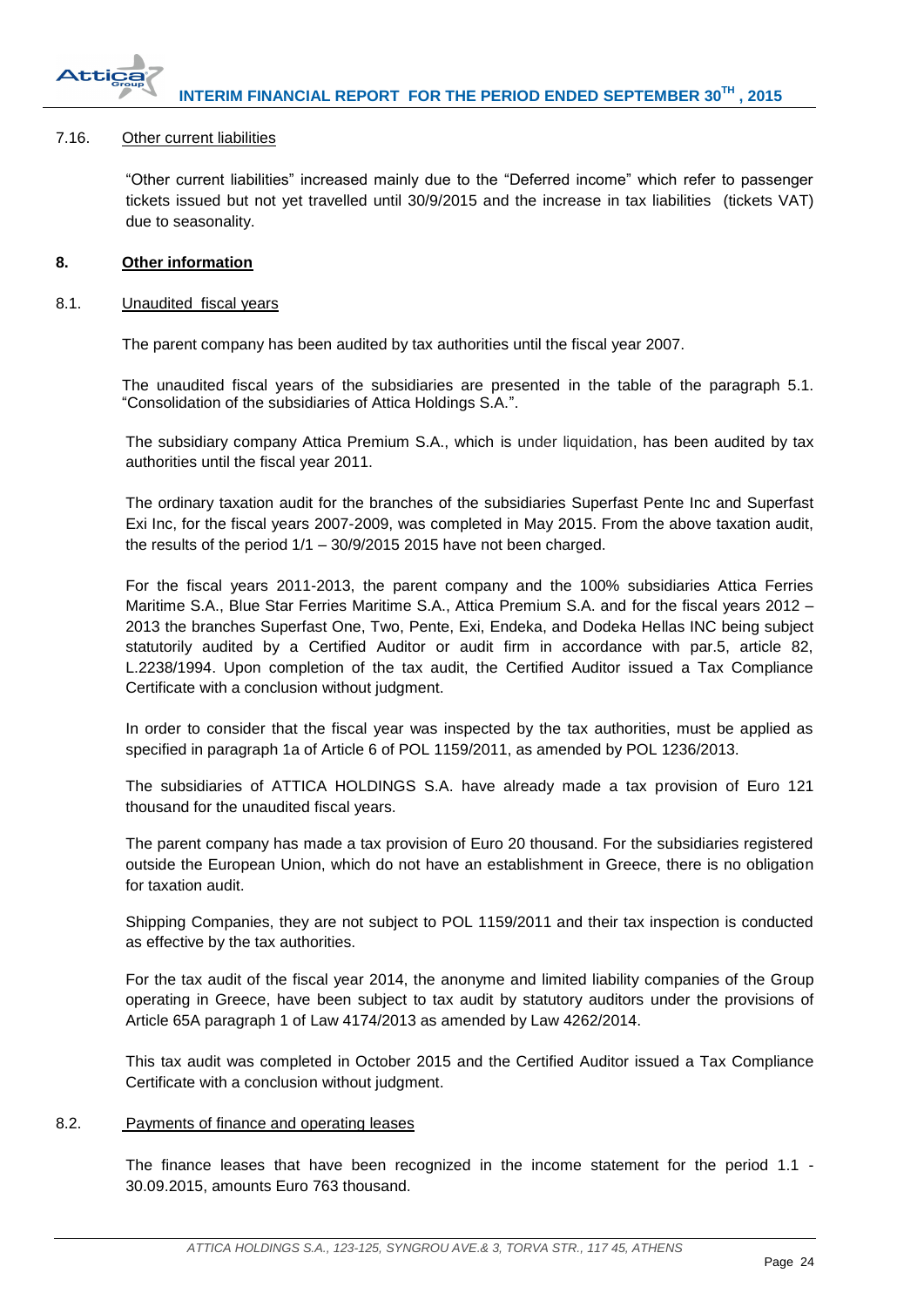### 7.16. Other current liabilities

"Other current liabilities" increased mainly due to the "Deferred income" which refer to passenger tickets issued but not yet travelled until 30/9/2015 and the increase in tax liabilities (tickets VAT) due to seasonality.

## 8. Other information

### 8.1. Unaudited fiscal years

The parent company has been audited by tax authorities until the fiscal year 2007.

The unaudited fiscal years of the subsidiaries are presented in the table of the paragraph 5.1. "Consolidation of the subsidiaries of Attica Holdings S.A.".

The subsidiary company Attica Premium S.A., which is under liquidation, has been audited by tax authorities until the fiscal year 2011.

The ordinary taxation audit for the branches of the subsidiaries Superfast Pente Inc and Superfast Exi Inc, for the fiscal years 2007-2009, was completed in May 2015. From the above taxation audit, the results of the period 1/1 – 30/9/2015 2015 have not been charged.

For the fiscal years 2011-2013, the parent company and the 100% subsidiaries Attica Ferries Maritime S.A., Blue Star Ferries Maritime S.A., Attica Premium S.A. and for the fiscal years 2012 – 2013 the branches Superfast One, Two, Pente, Exi, Endeka, and Dodeka Hellas INC being subject statutorily audited by a Certified Auditor or audit firm in accordance with par.5, article 82, L.2238/1994. Upon completion of the tax audit, the Certified Auditor issued a Tax Compliance Certificate with a conclusion without judgment.

In order to consider that the fiscal year was inspected by the tax authorities, must be applied as specified in paragraph 1a of Article 6 of POL 1159/2011, as amended by POL 1236/2013.

The subsidiaries of ATTICA HOLDINGS S.A. have already made a tax provision of Euro 121 thousand for the unaudited fiscal years.

The parent company has made a tax provision of Euro 20 thousand. For the subsidiaries registered outside the European Union, which do not have an establishment in Greece, there is no obligation for taxation audit.

Shipping Companies, they are not subject to POL 1159/2011 and their tax inspection is conducted as effective by the tax authorities.

For the tax audit of the fiscal year 2014, the anonyme and limited liability companies of the Group operating in Greece, have been subject to tax audit by statutory auditors under the provisions of Article 65A paragraph 1 of Law 4174/2013 as amended by Law 4262/2014.

This tax audit was completed in October 2015 and the Certified Auditor issued a Tax Compliance Certificate with a conclusion without judgment.

### 8.2. Payments of finance and operating leases

The finance leases that have been recognized in the income statement for the period 1.1 - 30.09.2015, amounts Euro 763 thousand.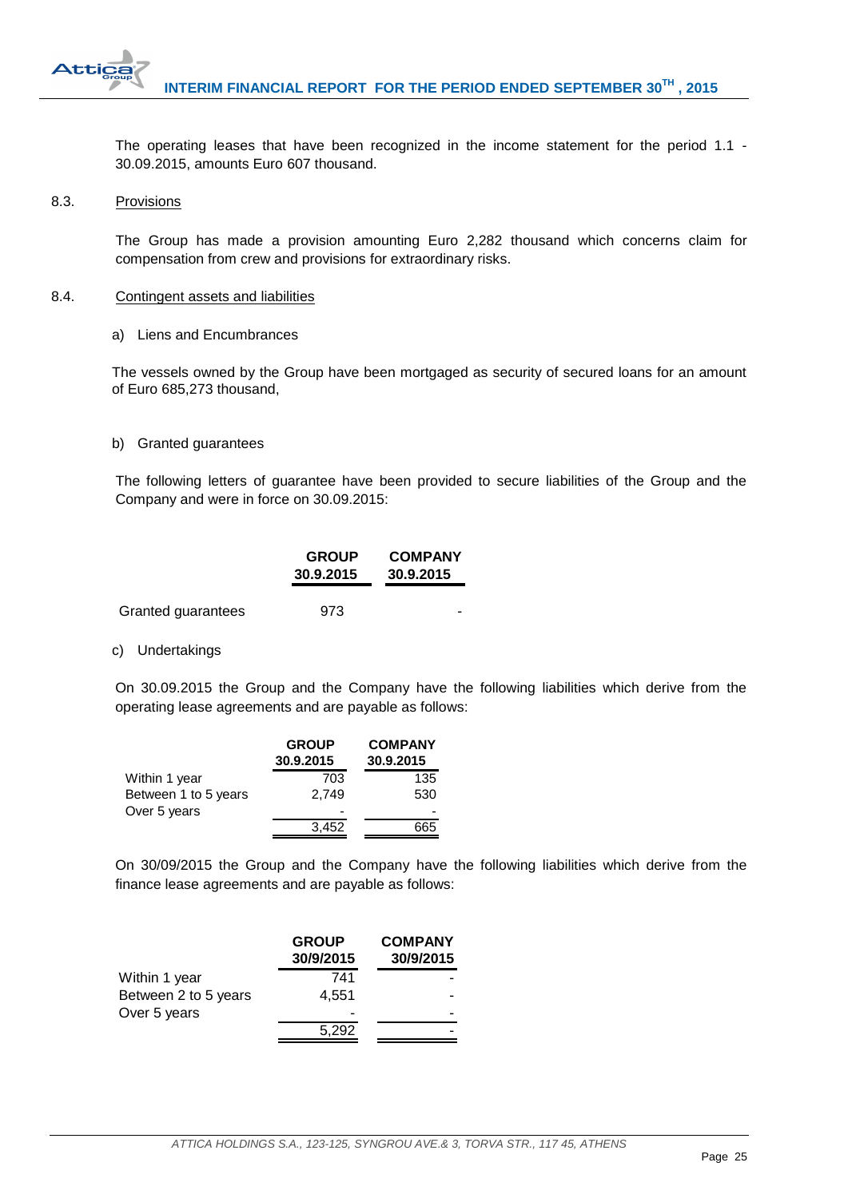The operating leases that have been recognized in the income statement for the period 1.1 - 30.09.2015, amounts Euro 607 thousand.

## 8.3. Provisions

The Group has made a provision amounting Euro 2,282 thousand which concerns claim for compensation from crew and provisions for extraordinary risks.

## 8.4. Contingent assets and liabilities

a) Liens and Encumbrances

The vessels owned by the Group have been mortgaged as security of secured loans for an amount of Euro 685,273 thousand,

b) Granted guarantees

The following letters of guarantee have been provided to secure liabilities of the Group and the Company and were in force on 30.09.2015:

| | GROUP 30.9.2015 | COMPANY 30.9.2015 |
|---|---|---|
| Granted guarantees | 973 | - |

c) Undertakings

On 30.09.2015 the Group and the Company have the following liabilities which derive from the operating lease agreements and are payable as follows:

| | GROUP 30.9.2015 | COMPANY 30.9.2015 |
|---|---|---|
| Within 1 year | 703 | 135 |
| Between 1 to 5 years | 2,749 | 530 |
| Over 5 years | - | - |
| | 3,452 | 665 |

On 30/09/2015 the Group and the Company have the following liabilities which derive from the finance lease agreements and are payable as follows:

| | GROUP 30/9/2015 | COMPANY 30/9/2015 |
|---|---|---|
| Within 1 year | 741 | - |
| Between 2 to 5 years | 4,551 | - |
| Over 5 years | - | - |
| | 5,292 | - |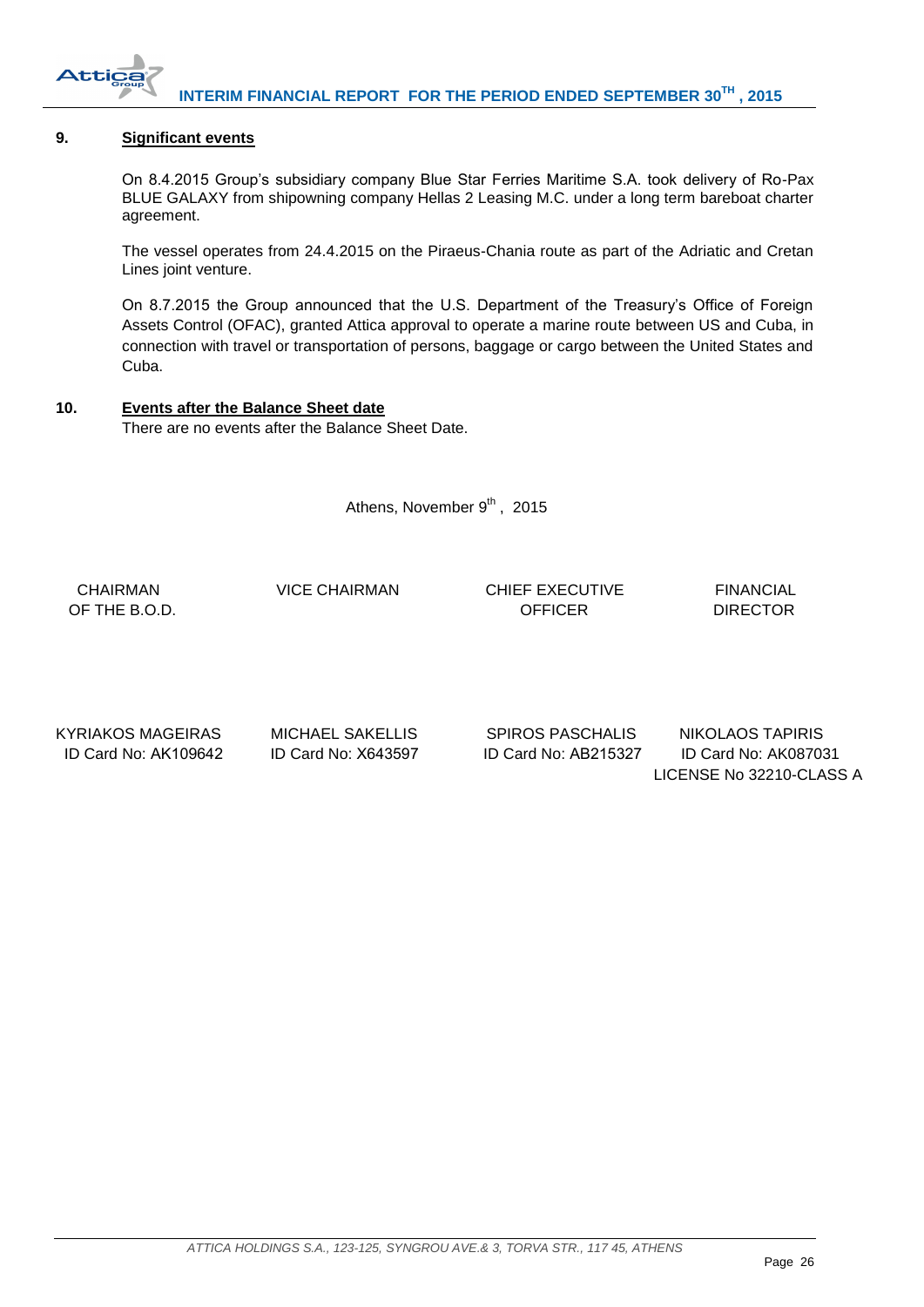## 9. Significant events

On 8.4.2015 Group's subsidiary company Blue Star Ferries Maritime S.A. took delivery of Ro-Pax BLUE GALAXY from shipowning company Hellas 2 Leasing M.C. under a long term bareboat charter agreement.

The vessel operates from 24.4.2015 on the Piraeus-Chania route as part of the Adriatic and Cretan Lines joint venture.

On 8.7.2015 the Group announced that the U.S. Department of the Treasury's Office of Foreign Assets Control (OFAC), granted Attica approval to operate a marine route between US and Cuba, in connection with travel or transportation of persons, baggage or cargo between the United States and Cuba.

## 10. Events after the Balance Sheet date

There are no events after the Balance Sheet Date.

Athens, November 9th, 2015

| CHAIRMAN OF THE B.O.D. | VICE CHAIRMAN | CHIEF EXECUTIVE OFFICER | FINANCIAL DIRECTOR |
|---|---|---|---|
| KYRIAKOS MAGEIRAS<br>ID Card No: AK109642 | MICHAEL SAKELLIS<br>ID Card No: X643597 | SPIROS PASCHALIS<br>ID Card No: AB215327 | NIKOLAOS TAPIRIS<br>ID Card No: AK087031<br>LICENSE No 32210-CLASS A |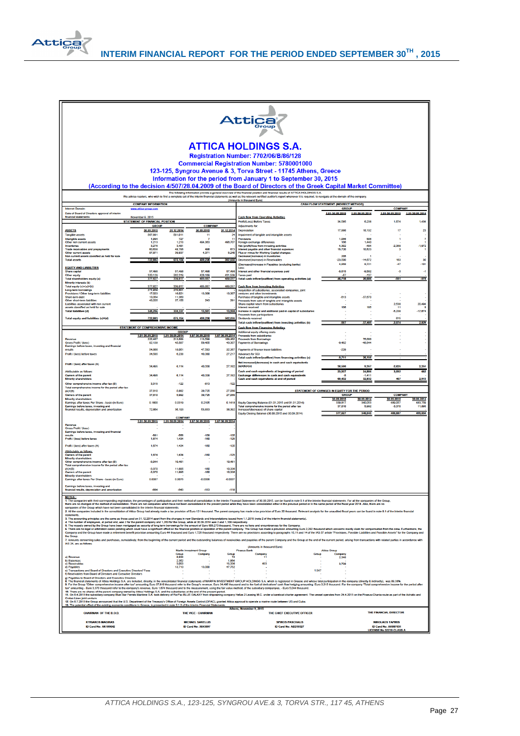# ATTICA HOLDINGS S.A.

**Registration Number: 7702/06/B/86/128**

**Commercial Registration Number: 5780001000**

**123-125, Syngrou Avenue & 3, Torva Street - 11745 Athens, Greece**

**Information for the period from January 1 to September 30, 2015**

**(According to the decision 4/507/28.04.2009 of the Board of Directors of the Greek Capital Market Committee)**

The following information provide a general overview of the financial position and financial results of ATTICA HOLDINGS S.A. We advise readers, who wish to find a complete set of the interim financial statements as well as the relevant certified auditor's report whenever it is required, to navigate at the domain of the company. (Amounts in thousand Euro)

## COMPANY INFORMATION

| | |
|---|---|
| Internet Domain: | www.attica-group.com |
| Date of Board of Directors approval of interim financial statements: | November 9, 2015 |

## STATEMENT OF FINANCIAL POSITION

| | GROUP | | COMPANY | |
|---|---|---|---|---|
| | 30.09.2015 | 31.12.2014 | 30.09.2015 | 31.12.2014 |
| **ASSETS** | | | | |
| Tangible assets | 567,891 | 581,011 | 11 | 24 |
| Intangible assets | 1,994 | 727 | 7 | 11 |
| Other non current assets | 1,213 | 1,213 | 404,363 | 495,707 |
| Inventories | 3,276 | 3,481 | - | - |
| Trade receivables and prepayments | 80,638 | 48,785 | 486 | 673 |
| Other current assets | 67,871 | 39,937 | 4,371 | 6,240 |
| Non current assets classified as held for sale | - | - | - | - |
| Total assets | 722,883 | 675,154 | 499,238 | 502,655 |
| **EQUITY AND LIABILITIES** | | | | |
| Share capital | 57,498 | 57,498 | 57,498 | 57,498 |
| Other equity | 320,129 | 282,319 | 428,189 | 431,559 |
| Total shareholders equity (a) | 377,627 | 339,817 | 485,687 | 489,057 |
| Minority interests (b) | - | - | - | - |
| Total equity (c)=(a)+(b) | 377,627 | 339,817 | 485,687 | 489,057 |
| Long-term borrowings | 271,954 | 270,801 | - | - |
| Provisions / Other long-term liabilities | 17,003 | 16,821 | 13,306 | 13,307 |
| Short-term debt | 13,054 | 11,300 | - | - |
| Other short-term liabilities | 43,235 | 37,155 | 245 | 291 |
| Liabilities associated with non current assets classified as held for sale | - | - | - | - |
| Total liabilities (d) | 345,256 | 335,337 | 13,551 | 13,598 |
| Total equity and liabilities (c)+(d) | 722,883 | 675,154 | 499,238 | 502,655 |

## STATEMENT OF COMPREHENSIVE INCOME

**GROUP**

| | 1.01-30.09.2015 | 1.01-30.09.2014 | 1.07-30.09.2015 | 1.07-30.09.2014 |
|---|---|---|---|---|
| Revenue | 222,467 | 213,600 | 113,599 | 109,460 |
| Gross Profit / (loss) | 62,138 | 45,697 | 59,405 | 43,307 |
| Earnings before taxes, investing and financial results | 54,966 | 18,061 | 47,583 | 32,267 |
| Profit / (loss) before taxes | 34,585 | 6,238 | 40,380 | 27,217 |
| Profit / (loss) after taxes (A) | 34,495 | 6,114 | 40,338 | 27,182 |
| Attributable as follows: | | | | |
| Owners of the parent | 34,495 | 6,114 | 40,338 | 27,182 |
| Minority shareholders | - | - | - | - |
| Other comprehensive income after tax (B) | 3,315 | -122 | -613 | -122 |
| Total comprehensive income for the period after tax (A)+(B) | 37,810 | 5,992 | 39,725 | 27,060 |
| Owners of the parent | 37,810 | 5,992 | 39,725 | 27,060 |
| Minority shareholders | - | - | - | - |
| Earnings after taxes Per Share - basic (in Euro) | 0.1800 | 0.0319 | 0.2105 | 0.1418 |
| Earnings before taxes, investing and financial results, depreciation and amortization | 72,864 | 36,193 | 53,833 | 38,392 |

**COMPANY**

| | 1.01-30.09.2015 | 1.01-30.09.2014 | 1.07-30.09.2015 | 1.07-30.09.2014 |
|---|---|---|---|---|
| Revenue | - | - | - | - |
| Gross Profit / (loss) | - | - | - | - |
| Earnings before taxes, investing and financial results | -581 | -566 | -158 | -125 |
| Profit / (loss) before taxes | 1,674 | 1,434 | -160 | -125 |
| Profit / (loss) after taxes (A) | 1,674 | 1,434 | -160 | -125 |
| Attributable as follows: | | | | |
| Owners of the parent | 1,674 | 1,434 | -160 | -125 |
| Minority shareholders | - | - | - | - |
| Other comprehensive income after tax (B) | -5,044 | 10,461 | - | 10,461 |
| Total comprehensive income for the period after tax (A)+(B) | -3,370 | 11,895 | -160 | 10,336 |
| Owners of the parent | -3,370 | 11,895 | -160 | 10,336 |
| Minority shareholders | - | - | - | - |
| Earnings after taxes Per Share - basic (in Euro) | 0.0087 | 0.0075 | -0.0008 | -0.0007 |
| Earnings before taxes, investing and financial results, depreciation and amortization | -564 | -543 | -153 | -118 |

## CASH FLOW STATEMENT (INDIRECT METHOD)

| | GROUP | | COMPANY | |
|---|---|---|---|---|
| | 1.01-30.09.2015 | 1.01-30.09.2014 | 1.01-30.09.2015 | 1.01-30.09.2014 |
| **Cash flow from Operating Activities** | | | | |
| Profit/(Loss) Before Taxes | 34,585 | 6,238 | 1,674 | 1,434 |
| Adjustments for: | | | | |
| Depreciation | 17,898 | 18,132 | 17 | 23 |
| Impairment of tangible and intangible assets | - | - | - | - |
| Provisions | 1,056 | 506 | 1 | 7 |
| Foreign exchange differences | 166 | 1,440 | - | 1 |
| Net (profit)/loss from investing activities | 4,302 | -484 | -2,356 | -1,972 |
| Interest payable and other financial expenses | 15,720 | 10,523 | 3 | 1 |
| Plus or minus for Working Capital changes: | | | | |
| Decrease/(increase) in Inventories | 205 | 1 | - | - |
| Decrease/(increase) in Receivables | -23,500 | -14,672 | 163 | 30 |
| (Decrease)/increase in Payables (excluding banks) | 4,869 | 8,721 | -47 | -101 |
| Less: | | | | |
| Interest and other financial expenses paid | -8,615 | -9,582 | -3 | -1 |
| Taxes paid | -67 | -137 | - | - |
| Total cash inflow/(outflow) from operating activities (a) | 46,718 | 20,686 | -551 | -578 |
| **Cash flow from Investing Activities** | | | | |
| Acquisition of subsidiaries, associated companies, joint ventures and other investments | - | - | - | - |
| Purchase of tangible and intangible assets | -613 | -37,670 | - | - |
| Proceeds from sale of tangible and intangible assets | - | - | - | - |
| Share capital return from subsidiaries | - | - | 2,538 | 20,494 |
| Interest received | 106 | 185 | 11 | 9 |
| Increase in capital and additional paid-in capital of subsidiaries | - | - | -5,238 | -17,674 |
| Proceeds from participations | - | - | - | - |
| Dividends received | - | - | 615 | - |
| Total cash inflow/(outflow) from investing activities (b) | -507 | -37,485 | -2,074 | 2,829 |
| **Cash flow from Financing Activities** | | | | |
| Additional equity offering costs | - | - | - | - |
| Proceeds from subsidiaries | - | - | - | - |
| Proceeds from Borrowings | - | 75,000 | - | - |
| Payments of Borrowings | -9,482 | -46,844 | - | - |
| Payments of finance lease liabilities | -229 | - | - | - |
| Advances for SCI | - | - | - | - |
| Total cash inflow/(outflow) from financing activities (c) | -9,711 | 26,156 | - | - |
| Net increase/(decrease) in cash and cash equivalents (a)+(b)+(c) | 36,500 | 9,357 | -2,625 | 2,251 |
| Cash and cash equivalents at beginning of period | 29,937 | 24,886 | 3,092 | 662 |
| Exchange differences in cash and cash equivalents | -5 | -1,411 | - | - |
| Cash and cash equivalents at end of period | 66,432 | 32,832 | 467 | 2,913 |

## STATEMENT OF CHANGES IN EQUITY FOR THE PERIOD

| | GROUP | | COMPANY | |
|---|---|---|---|---|
| | 30.09.2015 | 30.09.2014 | 30.09.2015 | 30.09.2014 |
| Equity Opening Balance (01.01.2015 and 01.01.2014) | 339,817 | 340,053 | 489,057 | 483,799 |
| Total comprehensive income for the period after tax | 37,810 | 5,992 | -3,370 | 11,895 |
| Increase/(decrease) of share capital | - | - | - | - |
| Equity Closing Balance (30.09.2015 and 30.09.2014) | 377,627 | 346,045 | 485,687 | 495,694 |

## NOTES :

1. The companies with their corresponding registration, the percentages of participation and their method of consolidation in the interim Financial Statements of 30.09.2015, can be found in note 5.1 of the interim financial statements. For all the companies of the Group, there are no changes of the method of consolidation. There are not companies which have not been consolidated in the present period while they have been consolidated either in the previous period or in the same period of the fiscal year 2014. Also, there are no companies of the Group which have not been consolidated in the interim financial statements.
2. All the companies included in the consolidation of Attica Group had already made a tax provision of Euro 131 thousand. The parent company has made a tax provision of Euro 30 thousand. Relevant analysis for the unaudited fiscal years can be found in note 9.1 of the interim financial statements.
3. The accounting principles are the same as those used on 31.12.2014 apart from the changes in new Standards and Interpretations issued from 1.1.2015 (note 2 of the interim financial statements).
4. The number of employees, at period end, was 2 for the parent company and 1,263 for the Group, while at 30.09.2014 was 2 and 1,192 respectively.
5. The vessels owned by the Group have been mortgaged as security of long-term borrowings for the amount of Euro 605,273 thousand. There are no liens and encumbrances for the Company.
6. There are no legal or arbitration cases pending which could have a significant effect on the financial position or operation of the parent company. The Group has made a provision amounting Euro 2,292 thousand which concerns mainly claim for compensation from the crew. Furthermore, the Company and the Group have made a retirement benefit provision amounting Euro 44 thousand and Euro 1,728 thousand respectively. There are no provisions according to paragraphs 10,11 and 14 of the IAS 37 article "Provisions, Possible Liabilities and Possible Assets" for the Company and the Group.
7. Amounts concerning sales and purchases, cumulatively, from the beginning of the current period and the outstanding balances of receivables and payables of the parent Company and the Group at the end of the current period, arising from transactions with related parties in accordance with IAS 24, are as follows:

(Amounts in thousand Euro)

| | Marfin Investment Group | | Piraeus Bank | | Attica Group | |
|---|---|---|---|---|---|---|
| | Group | Company | Group | Company | Group | Company |
| a) Revenue | 8,634 | - | 74 | 11 | - | 2,346 |
| b) Expenses | 2,362 | - | 1,864 | - | - | - |
| c) Receivables | 3,053 | - | 16,336 | 453 | - | 3,729 |
| d) Payables | 13,713 | 13,000 | 47,752 | - | - | - |
| e) Transactions and Board of Directors and Executive Directors' Fees | - | - | - | - | 1,547 | - |
| f) Receivables from Board of Directors and Executive Directors | - | - | - | - | - | - |
| g) Payables to Board of Directors and Executive Directors | - | - | - | - | - | - |

8. The financial statements of Attica Holdings S.A. are included, directly, in the consolidated financial statements of MARFIN INVESTMENT GROUP HOLDINGS S.A. which is registered in Greece and whose total participation in the company (directly & indirectly), was 89.38%.
9. For the Group "Other comprehensive income after tax" amounting Euro 37,810 thousand refer to the Group's revenue, Euro 34,495 thousand and to the fuel oil derivatives' cash flow hedging amounting Euro 3,315 thousand. For the company "Total comprehensive income for the period after tax" amounting - Euro 3,370 thousand refer to the Company's revenue, Euro 1,674 thousand and to the measurement, using the fair value method, of the subsidiary companies, - Euro 5,044 thousand.
10. There are no shares of the parent company owned by Attica Holdings S.A. and the subsidiaries at the end of the present period.
11. On 6.4.2015 the subsidiary company Blue Star Ferries Maritime S.A. took delivery of Ro-Pax BLUE GALAXY from shipowning company Hellas 2 Leasing M.C. under a bareboat charter agreement. The vessel operates from 24.4.2015 on the Piraeus-Chania route as part of the Adriatic and Cretan Lines joint venture.
12. On 6.7.2015 the Group announced that the U.S. Department of the Treasury's Office of Foreign Assets Control (OFAC), granted Attica approval to operate a marine route between US and Cuba.
13. The potential effect of the existing economic conditions in Greece, is presented in note 3.1.3 of the Interim Financial Statements.

Athens, November 9, 2015

| THE CHAIRMAN OF THE B.O.D. | THE VICE - CHAIRMAN | THE CHIEF EXECUTIVE OFFICER | THE FINANCIAL DIRECTOR |
|---|---|---|---|
| KYRIAKOS MAGIRAS | MICHAEL SAKELLIS | SPIROS PASCHALIS | NIKOLAOS TAPIRIS |
| ID Card No: AK109642 | ID Card No: X643597 | ID Card No: AB219327 | ID Card No: AK087031<br>LICENSE No 32210-CLASS A |